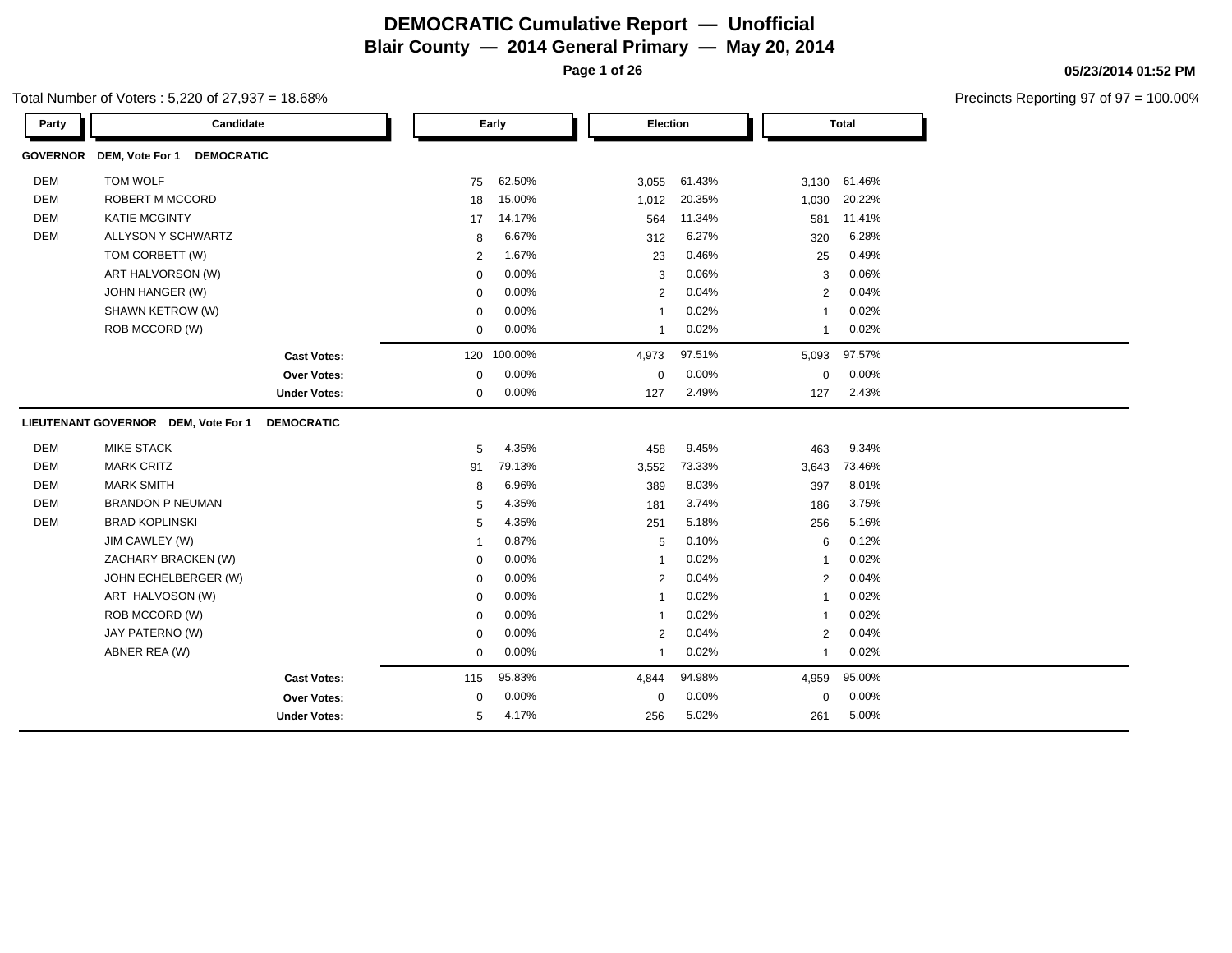# DEMOCRATIC Cumulative Report — Unofficial

## Blair County — 2014 General Primary — May 20, 2014

05/23/2014 01:52 PM

Total Number of Voters : 5,220 of 27,937 = 18.68%

Precincts Reporting 97 of 97 = 100.00%

**GOVERNOR DEM, Vote For 1 DEMOCRATIC**

| Party | Candidate | Early | | Election | | Total | |
|---|---|---|---|---|---|---|---|
| DEM | TOM WOLF | 75 | 62.50% | 3,055 | 61.43% | 3,130 | 61.46% |
| DEM | ROBERT M MCCORD | 18 | 15.00% | 1,012 | 20.35% | 1,030 | 20.22% |
| DEM | KATIE MCGINTY | 17 | 14.17% | 564 | 11.34% | 581 | 11.41% |
| DEM | ALLYSON Y SCHWARTZ | 8 | 6.67% | 312 | 6.27% | 320 | 6.28% |
| | TOM CORBETT (W) | 2 | 1.67% | 23 | 0.46% | 25 | 0.49% |
| | ART HALVORSON (W) | 0 | 0.00% | 3 | 0.06% | 3 | 0.06% |
| | JOHN HANGER (W) | 0 | 0.00% | 2 | 0.04% | 2 | 0.04% |
| | SHAWN KETROW (W) | 0 | 0.00% | 1 | 0.02% | 1 | 0.02% |
| | ROB MCCORD (W) | 0 | 0.00% | 1 | 0.02% | 1 | 0.02% |
| | **Cast Votes:** | 120 | 100.00% | 4,973 | 97.51% | 5,093 | 97.57% |
| | **Over Votes:** | 0 | 0.00% | 0 | 0.00% | 0 | 0.00% |
| | **Under Votes:** | 0 | 0.00% | 127 | 2.49% | 127 | 2.43% |

**LIEUTENANT GOVERNOR DEM, Vote For 1 DEMOCRATIC**

| Party | Candidate | Early | | Election | | Total | |
|---|---|---|---|---|---|---|---|
| DEM | MIKE STACK | 5 | 4.35% | 458 | 9.45% | 463 | 9.34% |
| DEM | MARK CRITZ | 91 | 79.13% | 3,552 | 73.33% | 3,643 | 73.46% |
| DEM | MARK SMITH | 8 | 6.96% | 389 | 8.03% | 397 | 8.01% |
| DEM | BRANDON P NEUMAN | 5 | 4.35% | 181 | 3.74% | 186 | 3.75% |
| DEM | BRAD KOPLINSKI | 5 | 4.35% | 251 | 5.18% | 256 | 5.16% |
| | JIM CAWLEY (W) | 1 | 0.87% | 5 | 0.10% | 6 | 0.12% |
| | ZACHARY BRACKEN (W) | 0 | 0.00% | 1 | 0.02% | 1 | 0.02% |
| | JOHN ECHELBERGER (W) | 0 | 0.00% | 2 | 0.04% | 2 | 0.04% |
| | ART HALVOSON (W) | 0 | 0.00% | 1 | 0.02% | 1 | 0.02% |
| | ROB MCCORD (W) | 0 | 0.00% | 1 | 0.02% | 1 | 0.02% |
| | JAY PATERNO (W) | 0 | 0.00% | 2 | 0.04% | 2 | 0.04% |
| | ABNER REA (W) | 0 | 0.00% | 1 | 0.02% | 1 | 0.02% |
| | **Cast Votes:** | 115 | 95.83% | 4,844 | 94.98% | 4,959 | 95.00% |
| | **Over Votes:** | 0 | 0.00% | 0 | 0.00% | 0 | 0.00% |
| | **Under Votes:** | 5 | 4.17% | 256 | 5.02% | 261 | 5.00% |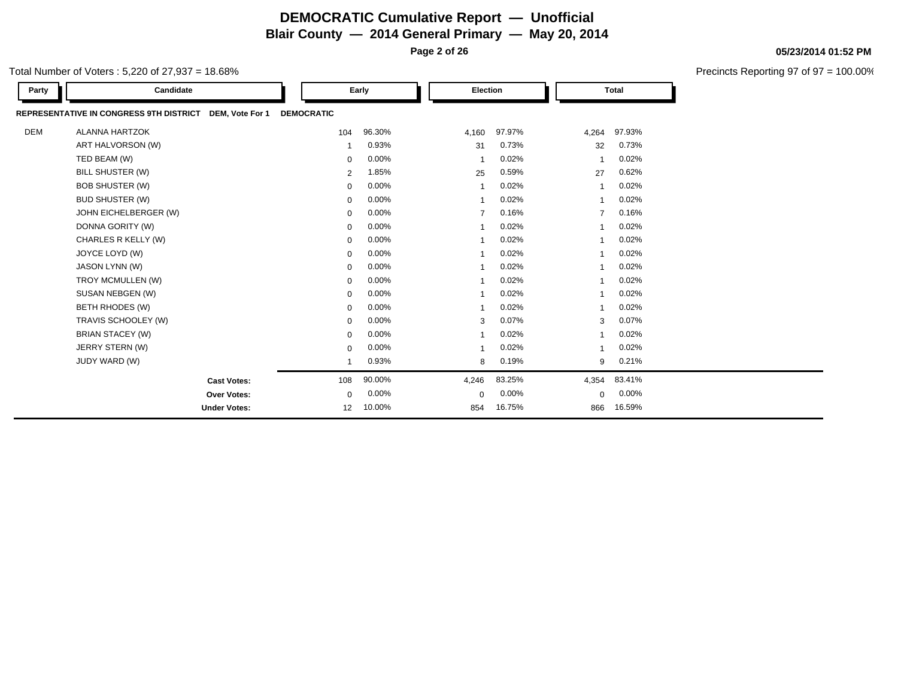# DEMOCRATIC Cumulative Report — Unofficial

## Blair County — 2014 General Primary — May 20, 2014

05/23/2014 01:52 PM

Total Number of Voters : 5,220 of 27,937 = 18.68%

Precincts Reporting 97 of 97 = 100.00%

| Party | Candidate | Early | | Election | | Total | |
|---|---|---|---|---|---|---|---|
| **REPRESENTATIVE IN CONGRESS 9TH DISTRICT** | **DEM, Vote For 1** | **DEMOCRATIC** | | | | | |
| DEM | ALANNA HARTZOK | 104 | 96.30% | 4,160 | 97.97% | 4,264 | 97.93% |
| | ART HALVORSON (W) | 1 | 0.93% | 31 | 0.73% | 32 | 0.73% |
| | TED BEAM (W) | 0 | 0.00% | 1 | 0.02% | 1 | 0.02% |
| | BILL SHUSTER (W) | 2 | 1.85% | 25 | 0.59% | 27 | 0.62% |
| | BOB SHUSTER (W) | 0 | 0.00% | 1 | 0.02% | 1 | 0.02% |
| | BUD SHUSTER (W) | 0 | 0.00% | 1 | 0.02% | 1 | 0.02% |
| | JOHN EICHELBERGER (W) | 0 | 0.00% | 7 | 0.16% | 7 | 0.16% |
| | DONNA GORITY (W) | 0 | 0.00% | 1 | 0.02% | 1 | 0.02% |
| | CHARLES R KELLY (W) | 0 | 0.00% | 1 | 0.02% | 1 | 0.02% |
| | JOYCE LOYD (W) | 0 | 0.00% | 1 | 0.02% | 1 | 0.02% |
| | JASON LYNN (W) | 0 | 0.00% | 1 | 0.02% | 1 | 0.02% |
| | TROY MCMULLEN (W) | 0 | 0.00% | 1 | 0.02% | 1 | 0.02% |
| | SUSAN NEBGEN (W) | 0 | 0.00% | 1 | 0.02% | 1 | 0.02% |
| | BETH RHODES (W) | 0 | 0.00% | 1 | 0.02% | 1 | 0.02% |
| | TRAVIS SCHOOLEY (W) | 0 | 0.00% | 3 | 0.07% | 3 | 0.07% |
| | BRIAN STACEY (W) | 0 | 0.00% | 1 | 0.02% | 1 | 0.02% |
| | JERRY STERN (W) | 0 | 0.00% | 1 | 0.02% | 1 | 0.02% |
| | JUDY WARD (W) | 1 | 0.93% | 8 | 0.19% | 9 | 0.21% |
| | **Cast Votes:** | 108 | 90.00% | 4,246 | 83.25% | 4,354 | 83.41% |
| | **Over Votes:** | 0 | 0.00% | 0 | 0.00% | 0 | 0.00% |
| | **Under Votes:** | 12 | 10.00% | 854 | 16.75% | 866 | 16.59% |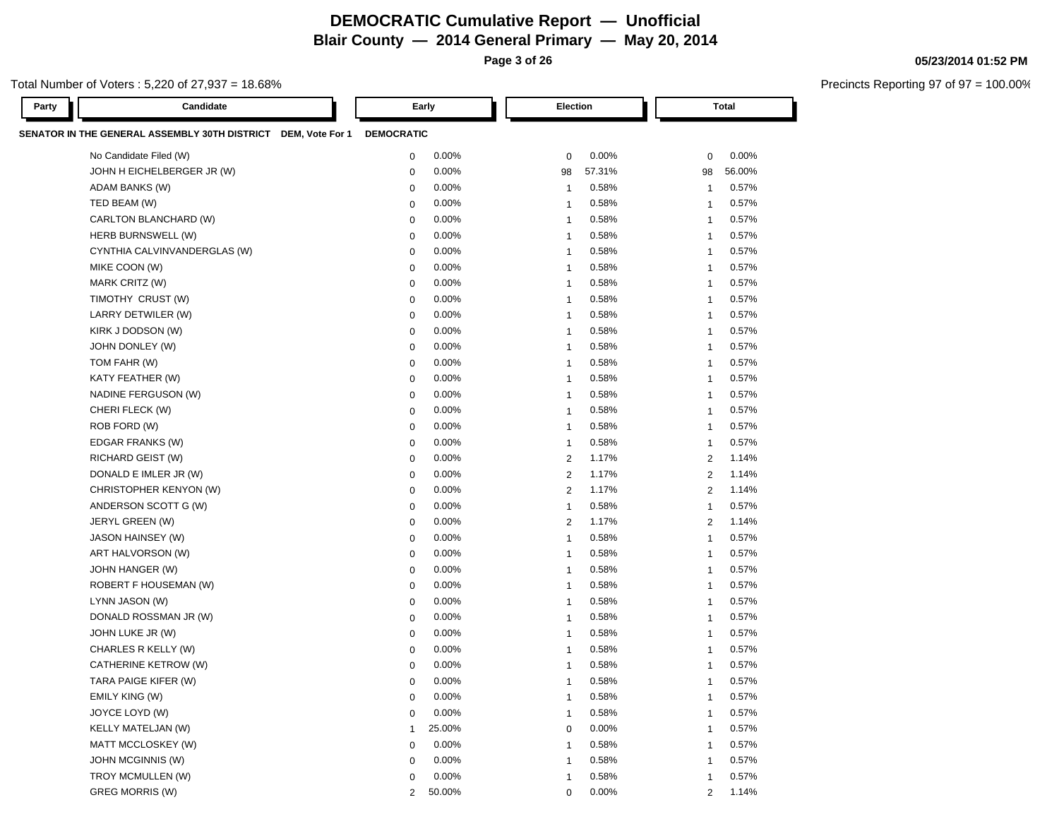# DEMOCRATIC Cumulative Report — Unofficial

## Blair County — 2014 General Primary — May 20, 2014

05/23/2014 01:52 PM

Total Number of Voters : 5,220 of 27,937 = 18.68%

Precincts Reporting 97 of 97 = 100.00%

| Party | Candidate | Early | | Election | | Total | |
|---|---|---|---|---|---|---|---|
| **SENATOR IN THE GENERAL ASSEMBLY 30TH DISTRICT DEM, Vote For 1** | | **DEMOCRATIC** | | | | | |
| | No Candidate Filed (W) | 0 | 0.00% | 0 | 0.00% | 0 | 0.00% |
| | JOHN H EICHELBERGER JR (W) | 0 | 0.00% | 98 | 57.31% | 98 | 56.00% |
| | ADAM BANKS (W) | 0 | 0.00% | 1 | 0.58% | 1 | 0.57% |
| | TED BEAM (W) | 0 | 0.00% | 1 | 0.58% | 1 | 0.57% |
| | CARLTON BLANCHARD (W) | 0 | 0.00% | 1 | 0.58% | 1 | 0.57% |
| | HERB BURNSWELL (W) | 0 | 0.00% | 1 | 0.58% | 1 | 0.57% |
| | CYNTHIA CALVINVANDERGLAS (W) | 0 | 0.00% | 1 | 0.58% | 1 | 0.57% |
| | MIKE COON (W) | 0 | 0.00% | 1 | 0.58% | 1 | 0.57% |
| | MARK CRITZ (W) | 0 | 0.00% | 1 | 0.58% | 1 | 0.57% |
| | TIMOTHY CRUST (W) | 0 | 0.00% | 1 | 0.58% | 1 | 0.57% |
| | LARRY DETWILER (W) | 0 | 0.00% | 1 | 0.58% | 1 | 0.57% |
| | KIRK J DODSON (W) | 0 | 0.00% | 1 | 0.58% | 1 | 0.57% |
| | JOHN DONLEY (W) | 0 | 0.00% | 1 | 0.58% | 1 | 0.57% |
| | TOM FAHR (W) | 0 | 0.00% | 1 | 0.58% | 1 | 0.57% |
| | KATY FEATHER (W) | 0 | 0.00% | 1 | 0.58% | 1 | 0.57% |
| | NADINE FERGUSON (W) | 0 | 0.00% | 1 | 0.58% | 1 | 0.57% |
| | CHERI FLECK (W) | 0 | 0.00% | 1 | 0.58% | 1 | 0.57% |
| | ROB FORD (W) | 0 | 0.00% | 1 | 0.58% | 1 | 0.57% |
| | EDGAR FRANKS (W) | 0 | 0.00% | 1 | 0.58% | 1 | 0.57% |
| | RICHARD GEIST (W) | 0 | 0.00% | 2 | 1.17% | 2 | 1.14% |
| | DONALD E IMLER JR (W) | 0 | 0.00% | 2 | 1.17% | 2 | 1.14% |
| | CHRISTOPHER KENYON (W) | 0 | 0.00% | 2 | 1.17% | 2 | 1.14% |
| | ANDERSON SCOTT G (W) | 0 | 0.00% | 1 | 0.58% | 1 | 0.57% |
| | JERYL GREEN (W) | 0 | 0.00% | 2 | 1.17% | 2 | 1.14% |
| | JASON HAINSEY (W) | 0 | 0.00% | 1 | 0.58% | 1 | 0.57% |
| | ART HALVORSON (W) | 0 | 0.00% | 1 | 0.58% | 1 | 0.57% |
| | JOHN HANGER (W) | 0 | 0.00% | 1 | 0.58% | 1 | 0.57% |
| | ROBERT F HOUSEMAN (W) | 0 | 0.00% | 1 | 0.58% | 1 | 0.57% |
| | LYNN JASON (W) | 0 | 0.00% | 1 | 0.58% | 1 | 0.57% |
| | DONALD ROSSMAN JR (W) | 0 | 0.00% | 1 | 0.58% | 1 | 0.57% |
| | JOHN LUKE JR (W) | 0 | 0.00% | 1 | 0.58% | 1 | 0.57% |
| | CHARLES R KELLY (W) | 0 | 0.00% | 1 | 0.58% | 1 | 0.57% |
| | CATHERINE KETROW (W) | 0 | 0.00% | 1 | 0.58% | 1 | 0.57% |
| | TARA PAIGE KIFER (W) | 0 | 0.00% | 1 | 0.58% | 1 | 0.57% |
| | EMILY KING (W) | 0 | 0.00% | 1 | 0.58% | 1 | 0.57% |
| | JOYCE LOYD (W) | 0 | 0.00% | 1 | 0.58% | 1 | 0.57% |
| | KELLY MATELJAN (W) | 1 | 25.00% | 0 | 0.00% | 1 | 0.57% |
| | MATT MCCLOSKEY (W) | 0 | 0.00% | 1 | 0.58% | 1 | 0.57% |
| | JOHN MCGINNIS (W) | 0 | 0.00% | 1 | 0.58% | 1 | 0.57% |
| | TROY MCMULLEN (W) | 0 | 0.00% | 1 | 0.58% | 1 | 0.57% |
| | GREG MORRIS (W) | 2 | 50.00% | 0 | 0.00% | 2 | 1.14% |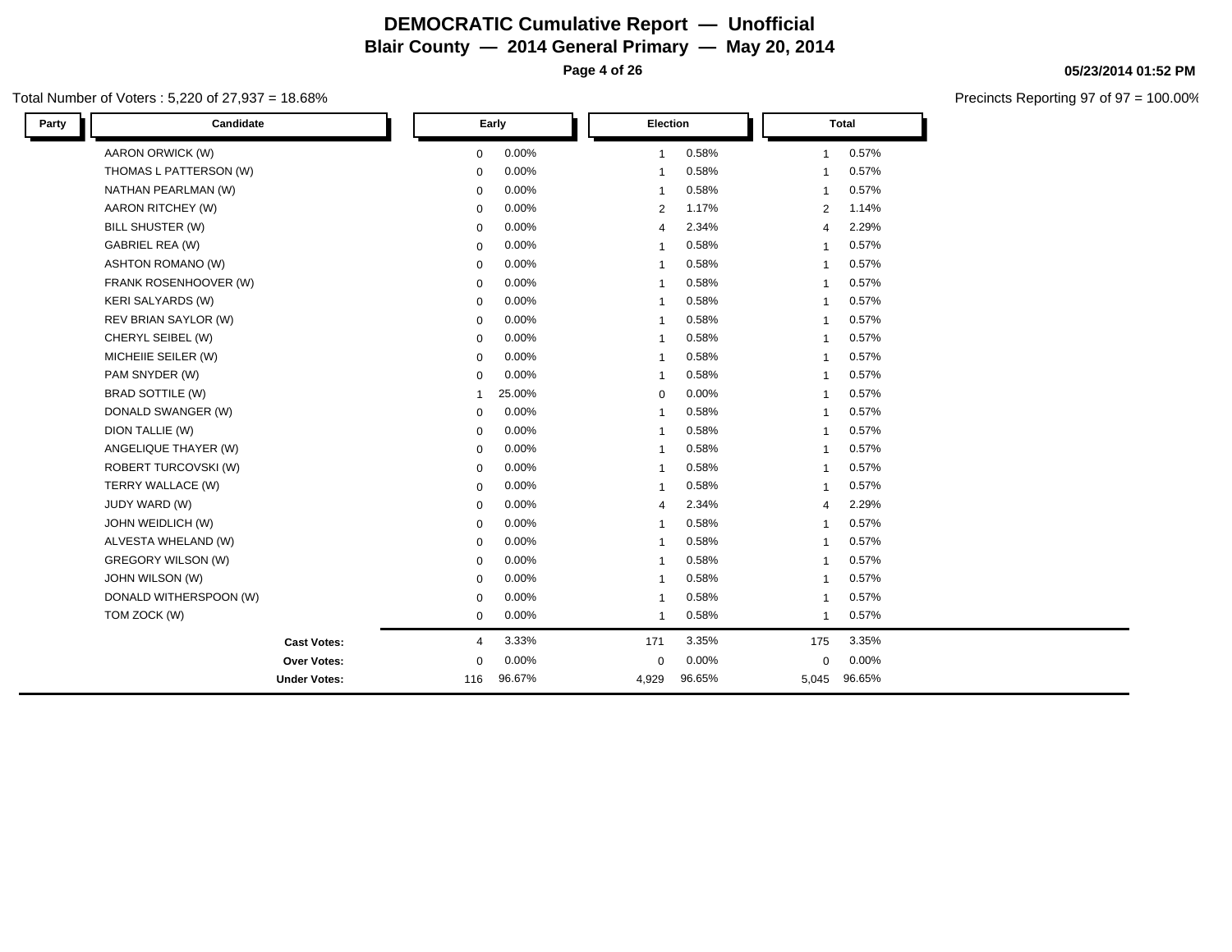# DEMOCRATIC Cumulative Report — Unofficial

## Blair County — 2014 General Primary — May 20, 2014

**05/23/2014 01:52 PM**

Total Number of Voters : 5,220 of 27,937 = 18.68%

Precincts Reporting 97 of 97 = 100.00%

| Party | Candidate | Early | | Election | | Total | |
|---|---|---|---|---|---|---|---|
| | AARON ORWICK (W) | 0 | 0.00% | 1 | 0.58% | 1 | 0.57% |
| | THOMAS L PATTERSON (W) | 0 | 0.00% | 1 | 0.58% | 1 | 0.57% |
| | NATHAN PEARLMAN (W) | 0 | 0.00% | 1 | 0.58% | 1 | 0.57% |
| | AARON RITCHEY (W) | 0 | 0.00% | 2 | 1.17% | 2 | 1.14% |
| | BILL SHUSTER (W) | 0 | 0.00% | 4 | 2.34% | 4 | 2.29% |
| | GABRIEL REA (W) | 0 | 0.00% | 1 | 0.58% | 1 | 0.57% |
| | ASHTON ROMANO (W) | 0 | 0.00% | 1 | 0.58% | 1 | 0.57% |
| | FRANK ROSENHOOVER (W) | 0 | 0.00% | 1 | 0.58% | 1 | 0.57% |
| | KERI SALYARDS (W) | 0 | 0.00% | 1 | 0.58% | 1 | 0.57% |
| | REV BRIAN SAYLOR (W) | 0 | 0.00% | 1 | 0.58% | 1 | 0.57% |
| | CHERYL SEIBEL (W) | 0 | 0.00% | 1 | 0.58% | 1 | 0.57% |
| | MICHEIIE SEILER (W) | 0 | 0.00% | 1 | 0.58% | 1 | 0.57% |
| | PAM SNYDER (W) | 0 | 0.00% | 1 | 0.58% | 1 | 0.57% |
| | BRAD SOTTILE (W) | 1 | 25.00% | 0 | 0.00% | 1 | 0.57% |
| | DONALD SWANGER (W) | 0 | 0.00% | 1 | 0.58% | 1 | 0.57% |
| | DION TALLIE (W) | 0 | 0.00% | 1 | 0.58% | 1 | 0.57% |
| | ANGELIQUE THAYER (W) | 0 | 0.00% | 1 | 0.58% | 1 | 0.57% |
| | ROBERT TURCOVSKI (W) | 0 | 0.00% | 1 | 0.58% | 1 | 0.57% |
| | TERRY WALLACE (W) | 0 | 0.00% | 1 | 0.58% | 1 | 0.57% |
| | JUDY WARD (W) | 0 | 0.00% | 4 | 2.34% | 4 | 2.29% |
| | JOHN WEIDLICH (W) | 0 | 0.00% | 1 | 0.58% | 1 | 0.57% |
| | ALVESTA WHELAND (W) | 0 | 0.00% | 1 | 0.58% | 1 | 0.57% |
| | GREGORY WILSON (W) | 0 | 0.00% | 1 | 0.58% | 1 | 0.57% |
| | JOHN WILSON (W) | 0 | 0.00% | 1 | 0.58% | 1 | 0.57% |
| | DONALD WITHERSPOON (W) | 0 | 0.00% | 1 | 0.58% | 1 | 0.57% |
| | TOM ZOCK (W) | 0 | 0.00% | 1 | 0.58% | 1 | 0.57% |
| | **Cast Votes:** | 4 | 3.33% | 171 | 3.35% | 175 | 3.35% |
| | **Over Votes:** | 0 | 0.00% | 0 | 0.00% | 0 | 0.00% |
| | **Under Votes:** | 116 | 96.67% | 4,929 | 96.65% | 5,045 | 96.65% |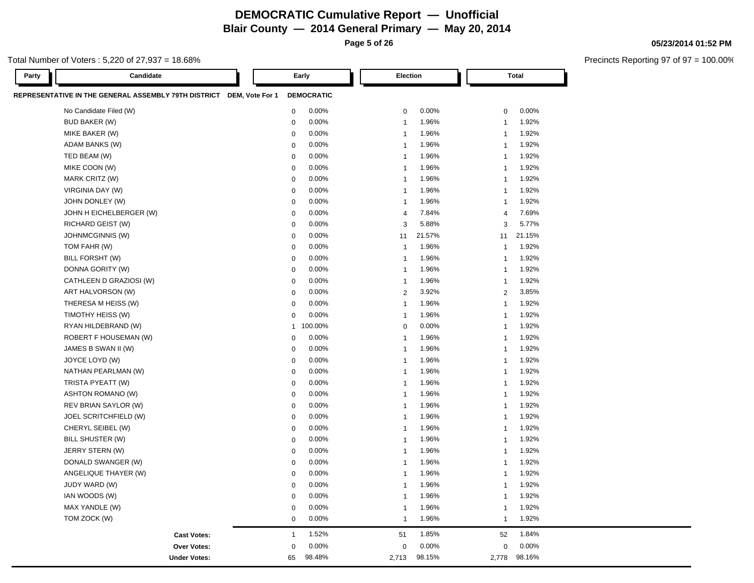# DEMOCRATIC Cumulative Report — Unofficial
## Blair County — 2014 General Primary — May 20, 2014

**05/23/2014 01:52 PM**

Total Number of Voters : 5,220 of 27,937 = 18.68%

Precincts Reporting 97 of 97 = 100.00%

**REPRESENTATIVE IN THE GENERAL ASSEMBLY 79TH DISTRICT DEM, Vote For 1 — DEMOCRATIC**

| Party | Candidate | Early | | Election | | Total | |
|---|---|---|---|---|---|---|---|
| | No Candidate Filed (W) | 0 | 0.00% | 0 | 0.00% | 0 | 0.00% |
| | BUD BAKER (W) | 0 | 0.00% | 1 | 1.96% | 1 | 1.92% |
| | MIKE BAKER (W) | 0 | 0.00% | 1 | 1.96% | 1 | 1.92% |
| | ADAM BANKS (W) | 0 | 0.00% | 1 | 1.96% | 1 | 1.92% |
| | TED BEAM (W) | 0 | 0.00% | 1 | 1.96% | 1 | 1.92% |
| | MIKE COON (W) | 0 | 0.00% | 1 | 1.96% | 1 | 1.92% |
| | MARK CRITZ (W) | 0 | 0.00% | 1 | 1.96% | 1 | 1.92% |
| | VIRGINIA DAY (W) | 0 | 0.00% | 1 | 1.96% | 1 | 1.92% |
| | JOHN DONLEY (W) | 0 | 0.00% | 1 | 1.96% | 1 | 1.92% |
| | JOHN H EICHELBERGER (W) | 0 | 0.00% | 4 | 7.84% | 4 | 7.69% |
| | RICHARD GEIST (W) | 0 | 0.00% | 3 | 5.88% | 3 | 5.77% |
| | JOHNMCGINNIS (W) | 0 | 0.00% | 11 | 21.57% | 11 | 21.15% |
| | TOM FAHR (W) | 0 | 0.00% | 1 | 1.96% | 1 | 1.92% |
| | BILL FORSHT (W) | 0 | 0.00% | 1 | 1.96% | 1 | 1.92% |
| | DONNA GORITY (W) | 0 | 0.00% | 1 | 1.96% | 1 | 1.92% |
| | CATHLEEN D GRAZIOSI (W) | 0 | 0.00% | 1 | 1.96% | 1 | 1.92% |
| | ART HALVORSON (W) | 0 | 0.00% | 2 | 3.92% | 2 | 3.85% |
| | THERESA M HEISS (W) | 0 | 0.00% | 1 | 1.96% | 1 | 1.92% |
| | TIMOTHY HEISS (W) | 0 | 0.00% | 1 | 1.96% | 1 | 1.92% |
| | RYAN HILDEBRAND (W) | 1 | 100.00% | 0 | 0.00% | 1 | 1.92% |
| | ROBERT F HOUSEMAN (W) | 0 | 0.00% | 1 | 1.96% | 1 | 1.92% |
| | JAMES B SWAN II (W) | 0 | 0.00% | 1 | 1.96% | 1 | 1.92% |
| | JOYCE LOYD (W) | 0 | 0.00% | 1 | 1.96% | 1 | 1.92% |
| | NATHAN PEARLMAN (W) | 0 | 0.00% | 1 | 1.96% | 1 | 1.92% |
| | TRISTA PYEATT (W) | 0 | 0.00% | 1 | 1.96% | 1 | 1.92% |
| | ASHTON ROMANO (W) | 0 | 0.00% | 1 | 1.96% | 1 | 1.92% |
| | REV BRIAN SAYLOR (W) | 0 | 0.00% | 1 | 1.96% | 1 | 1.92% |
| | JOEL SCRITCHFIELD (W) | 0 | 0.00% | 1 | 1.96% | 1 | 1.92% |
| | CHERYL SEIBEL (W) | 0 | 0.00% | 1 | 1.96% | 1 | 1.92% |
| | BILL SHUSTER (W) | 0 | 0.00% | 1 | 1.96% | 1 | 1.92% |
| | JERRY STERN (W) | 0 | 0.00% | 1 | 1.96% | 1 | 1.92% |
| | DONALD SWANGER (W) | 0 | 0.00% | 1 | 1.96% | 1 | 1.92% |
| | ANGELIQUE THAYER (W) | 0 | 0.00% | 1 | 1.96% | 1 | 1.92% |
| | JUDY WARD (W) | 0 | 0.00% | 1 | 1.96% | 1 | 1.92% |
| | IAN WOODS (W) | 0 | 0.00% | 1 | 1.96% | 1 | 1.92% |
| | MAX YANDLE (W) | 0 | 0.00% | 1 | 1.96% | 1 | 1.92% |
| | TOM ZOCK (W) | 0 | 0.00% | 1 | 1.96% | 1 | 1.92% |
| | **Cast Votes:** | 1 | 1.52% | 51 | 1.85% | 52 | 1.84% |
| | **Over Votes:** | 0 | 0.00% | 0 | 0.00% | 0 | 0.00% |
| | **Under Votes:** | 65 | 98.48% | 2,713 | 98.15% | 2,778 | 98.16% |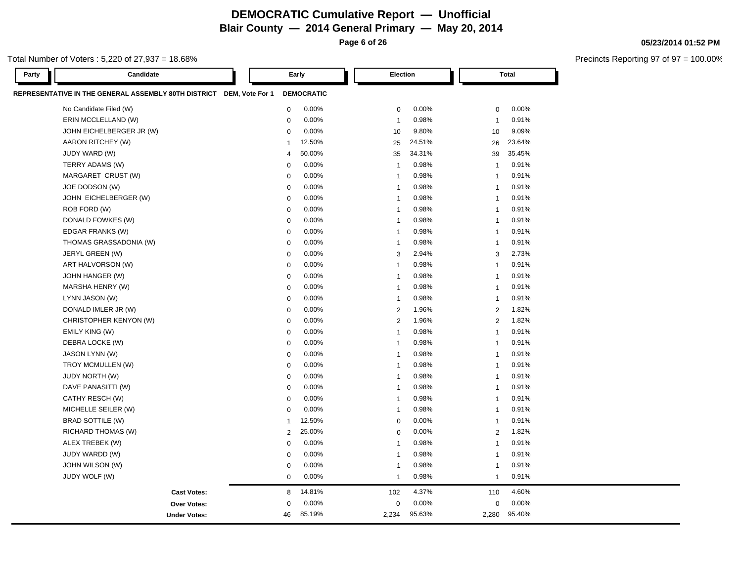# DEMOCRATIC Cumulative Report — Unofficial

## Blair County — 2014 General Primary — May 20, 2014

05/23/2014 01:52 PM

Total Number of Voters : 5,220 of 27,937 = 18.68%

Precincts Reporting 97 of 97 = 100.00%

**REPRESENTATIVE IN THE GENERAL ASSEMBLY 80TH DISTRICT DEM, Vote For 1 — DEMOCRATIC**

| Party | Candidate | Early | | Election | | Total | |
|---|---|---|---|---|---|---|---|
| | No Candidate Filed (W) | 0 | 0.00% | 0 | 0.00% | 0 | 0.00% |
| | ERIN MCCLELLAND (W) | 0 | 0.00% | 1 | 0.98% | 1 | 0.91% |
| | JOHN EICHELBERGER JR (W) | 0 | 0.00% | 10 | 9.80% | 10 | 9.09% |
| | AARON RITCHEY (W) | 1 | 12.50% | 25 | 24.51% | 26 | 23.64% |
| | JUDY WARD (W) | 4 | 50.00% | 35 | 34.31% | 39 | 35.45% |
| | TERRY ADAMS (W) | 0 | 0.00% | 1 | 0.98% | 1 | 0.91% |
| | MARGARET CRUST (W) | 0 | 0.00% | 1 | 0.98% | 1 | 0.91% |
| | JOE DODSON (W) | 0 | 0.00% | 1 | 0.98% | 1 | 0.91% |
| | JOHN EICHELBERGER (W) | 0 | 0.00% | 1 | 0.98% | 1 | 0.91% |
| | ROB FORD (W) | 0 | 0.00% | 1 | 0.98% | 1 | 0.91% |
| | DONALD FOWKES (W) | 0 | 0.00% | 1 | 0.98% | 1 | 0.91% |
| | EDGAR FRANKS (W) | 0 | 0.00% | 1 | 0.98% | 1 | 0.91% |
| | THOMAS GRASSADONIA (W) | 0 | 0.00% | 1 | 0.98% | 1 | 0.91% |
| | JERYL GREEN (W) | 0 | 0.00% | 3 | 2.94% | 3 | 2.73% |
| | ART HALVORSON (W) | 0 | 0.00% | 1 | 0.98% | 1 | 0.91% |
| | JOHN HANGER (W) | 0 | 0.00% | 1 | 0.98% | 1 | 0.91% |
| | MARSHA HENRY (W) | 0 | 0.00% | 1 | 0.98% | 1 | 0.91% |
| | LYNN JASON (W) | 0 | 0.00% | 1 | 0.98% | 1 | 0.91% |
| | DONALD IMLER JR (W) | 0 | 0.00% | 2 | 1.96% | 2 | 1.82% |
| | CHRISTOPHER KENYON (W) | 0 | 0.00% | 2 | 1.96% | 2 | 1.82% |
| | EMILY KING (W) | 0 | 0.00% | 1 | 0.98% | 1 | 0.91% |
| | DEBRA LOCKE (W) | 0 | 0.00% | 1 | 0.98% | 1 | 0.91% |
| | JASON LYNN (W) | 0 | 0.00% | 1 | 0.98% | 1 | 0.91% |
| | TROY MCMULLEN (W) | 0 | 0.00% | 1 | 0.98% | 1 | 0.91% |
| | JUDY NORTH (W) | 0 | 0.00% | 1 | 0.98% | 1 | 0.91% |
| | DAVE PANASITTI (W) | 0 | 0.00% | 1 | 0.98% | 1 | 0.91% |
| | CATHY RESCH (W) | 0 | 0.00% | 1 | 0.98% | 1 | 0.91% |
| | MICHELLE SEILER (W) | 0 | 0.00% | 1 | 0.98% | 1 | 0.91% |
| | BRAD SOTTILE (W) | 1 | 12.50% | 0 | 0.00% | 1 | 0.91% |
| | RICHARD THOMAS (W) | 2 | 25.00% | 0 | 0.00% | 2 | 1.82% |
| | ALEX TREBEK (W) | 0 | 0.00% | 1 | 0.98% | 1 | 0.91% |
| | JUDY WARDD (W) | 0 | 0.00% | 1 | 0.98% | 1 | 0.91% |
| | JOHN WILSON (W) | 0 | 0.00% | 1 | 0.98% | 1 | 0.91% |
| | JUDY WOLF (W) | 0 | 0.00% | 1 | 0.98% | 1 | 0.91% |
| | **Cast Votes:** | 8 | 14.81% | 102 | 4.37% | 110 | 4.60% |
| | **Over Votes:** | 0 | 0.00% | 0 | 0.00% | 0 | 0.00% |
| | **Under Votes:** | 46 | 85.19% | 2,234 | 95.63% | 2,280 | 95.40% |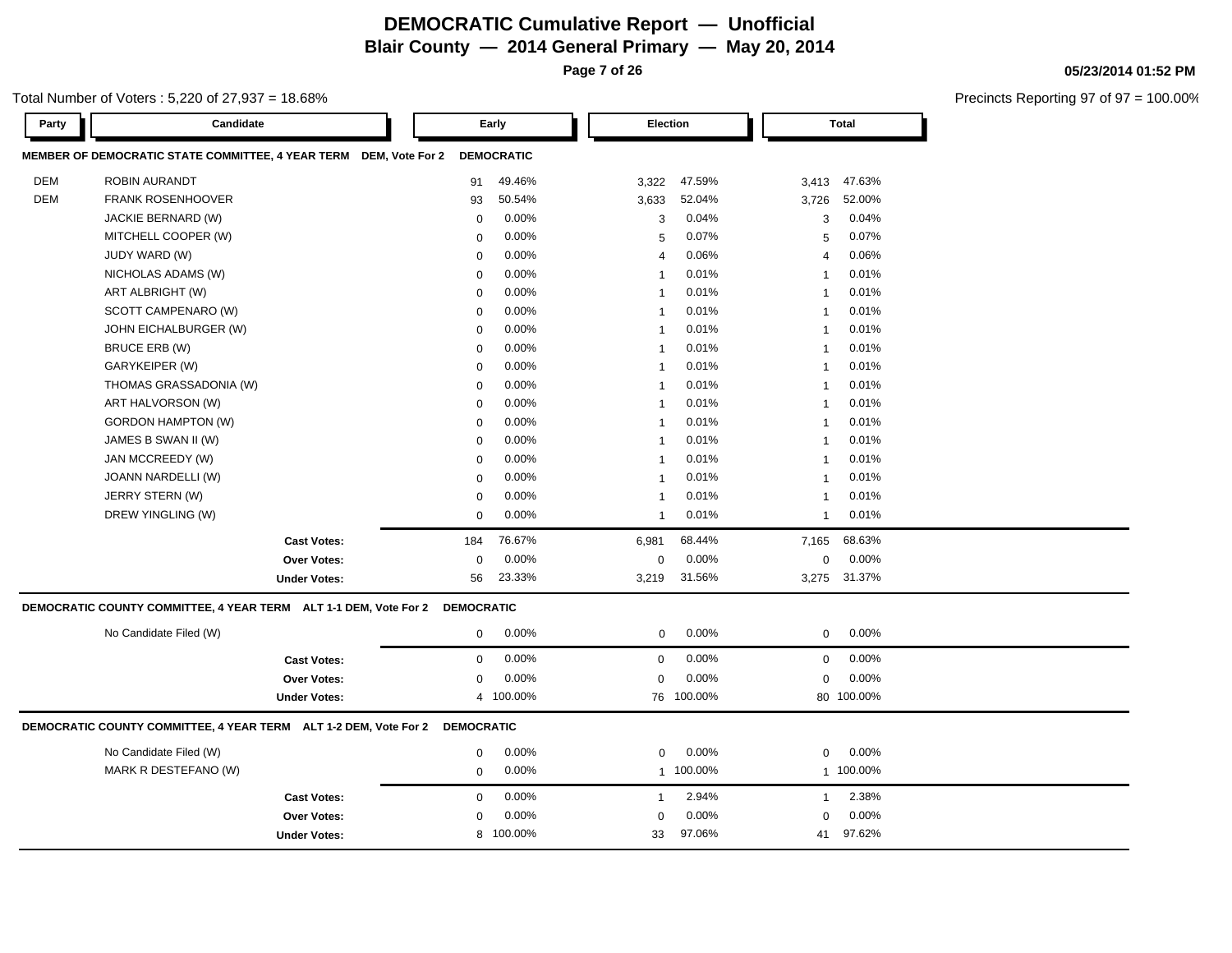# DEMOCRATIC Cumulative Report — Unofficial
## Blair County — 2014 General Primary — May 20, 2014

05/23/2014 01:52 PM

Total Number of Voters : 5,220 of 27,937 = 18.68%

Precincts Reporting 97 of 97 = 100.00%

### MEMBER OF DEMOCRATIC STATE COMMITTEE, 4 YEAR TERM DEM, Vote For 2 — DEMOCRATIC

| Party | Candidate | Early | | Election | | Total | |
|---|---|---|---|---|---|---|---|
| DEM | ROBIN AURANDT | 91 | 49.46% | 3,322 | 47.59% | 3,413 | 47.63% |
| DEM | FRANK ROSENHOOVER | 93 | 50.54% | 3,633 | 52.04% | 3,726 | 52.00% |
| | JACKIE BERNARD (W) | 0 | 0.00% | 3 | 0.04% | 3 | 0.04% |
| | MITCHELL COOPER (W) | 0 | 0.00% | 5 | 0.07% | 5 | 0.07% |
| | JUDY WARD (W) | 0 | 0.00% | 4 | 0.06% | 4 | 0.06% |
| | NICHOLAS ADAMS (W) | 0 | 0.00% | 1 | 0.01% | 1 | 0.01% |
| | ART ALBRIGHT (W) | 0 | 0.00% | 1 | 0.01% | 1 | 0.01% |
| | SCOTT CAMPENARO (W) | 0 | 0.00% | 1 | 0.01% | 1 | 0.01% |
| | JOHN EICHALBURGER (W) | 0 | 0.00% | 1 | 0.01% | 1 | 0.01% |
| | BRUCE ERB (W) | 0 | 0.00% | 1 | 0.01% | 1 | 0.01% |
| | GARYKEIPER (W) | 0 | 0.00% | 1 | 0.01% | 1 | 0.01% |
| | THOMAS GRASSADONIA (W) | 0 | 0.00% | 1 | 0.01% | 1 | 0.01% |
| | ART HALVORSON (W) | 0 | 0.00% | 1 | 0.01% | 1 | 0.01% |
| | GORDON HAMPTON (W) | 0 | 0.00% | 1 | 0.01% | 1 | 0.01% |
| | JAMES B SWAN II (W) | 0 | 0.00% | 1 | 0.01% | 1 | 0.01% |
| | JAN MCCREEDY (W) | 0 | 0.00% | 1 | 0.01% | 1 | 0.01% |
| | JOANN NARDELLI (W) | 0 | 0.00% | 1 | 0.01% | 1 | 0.01% |
| | JERRY STERN (W) | 0 | 0.00% | 1 | 0.01% | 1 | 0.01% |
| | DREW YINGLING (W) | 0 | 0.00% | 1 | 0.01% | 1 | 0.01% |
| | **Cast Votes:** | 184 | 76.67% | 6,981 | 68.44% | 7,165 | 68.63% |
| | **Over Votes:** | 0 | 0.00% | 0 | 0.00% | 0 | 0.00% |
| | **Under Votes:** | 56 | 23.33% | 3,219 | 31.56% | 3,275 | 31.37% |

### DEMOCRATIC COUNTY COMMITTEE, 4 YEAR TERM ALT 1-1 DEM, Vote For 2 — DEMOCRATIC

| Party | Candidate | Early | | Election | | Total | |
|---|---|---|---|---|---|---|---|
| | No Candidate Filed (W) | 0 | 0.00% | 0 | 0.00% | 0 | 0.00% |
| | **Cast Votes:** | 0 | 0.00% | 0 | 0.00% | 0 | 0.00% |
| | **Over Votes:** | 0 | 0.00% | 0 | 0.00% | 0 | 0.00% |
| | **Under Votes:** | 4 | 100.00% | 76 | 100.00% | 80 | 100.00% |

### DEMOCRATIC COUNTY COMMITTEE, 4 YEAR TERM ALT 1-2 DEM, Vote For 2 — DEMOCRATIC

| Party | Candidate | Early | | Election | | Total | |
|---|---|---|---|---|---|---|---|
| | No Candidate Filed (W) | 0 | 0.00% | 0 | 0.00% | 0 | 0.00% |
| | MARK R DESTEFANO (W) | 0 | 0.00% | 1 | 100.00% | 1 | 100.00% |
| | **Cast Votes:** | 0 | 0.00% | 1 | 2.94% | 1 | 2.38% |
| | **Over Votes:** | 0 | 0.00% | 0 | 0.00% | 0 | 0.00% |
| | **Under Votes:** | 8 | 100.00% | 33 | 97.06% | 41 | 97.62% |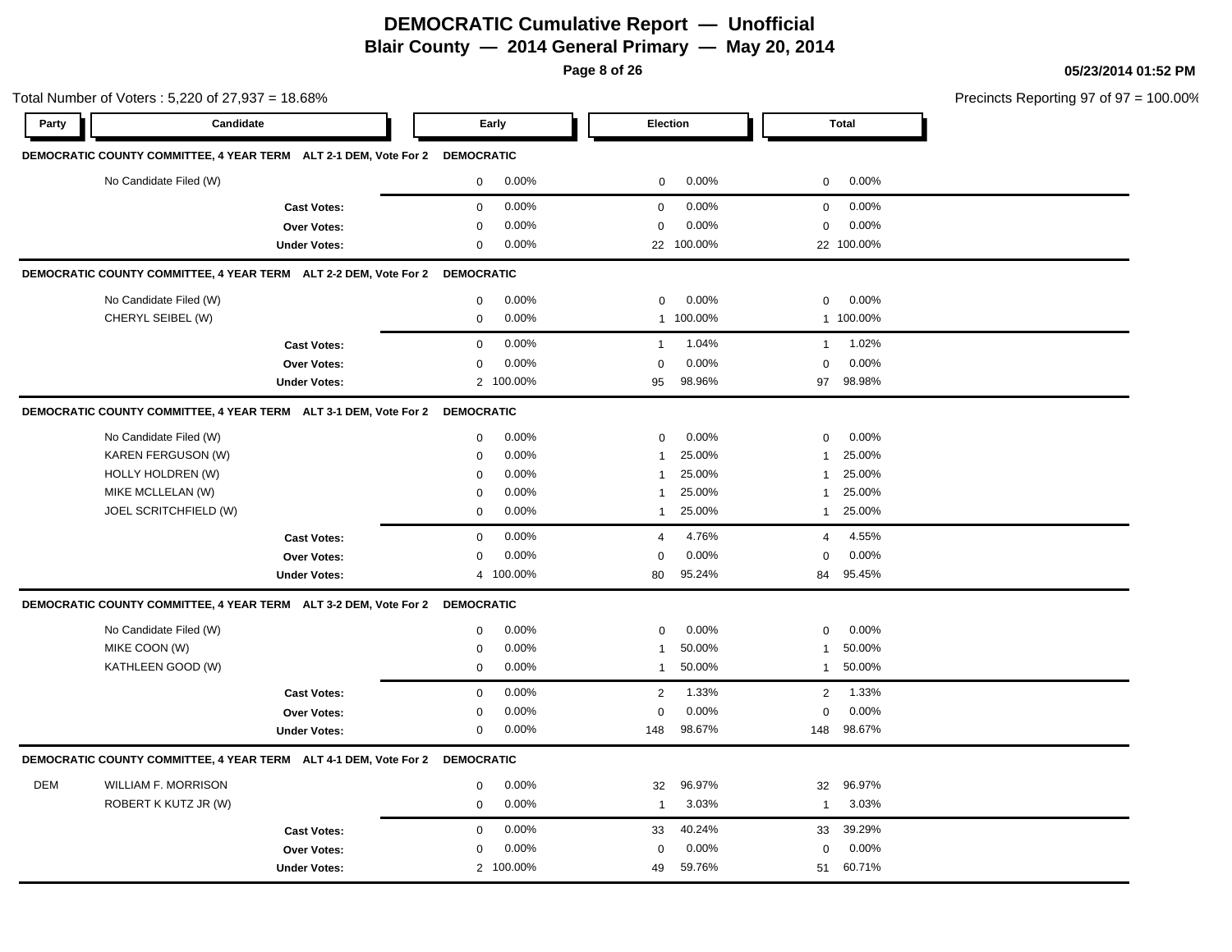# DEMOCRATIC Cumulative Report — Unofficial

## Blair County — 2014 General Primary — May 20, 2014

05/23/2014 01:52 PM

Total Number of Voters : 5,220 of 27,937 = 18.68%

Precincts Reporting 97 of 97 = 100.00%

| Party | Candidate | Early | | Election | | Total | |
|---|---|---|---|---|---|---|---|
| **DEMOCRATIC COUNTY COMMITTEE, 4 YEAR TERM ALT 2-1 DEM, Vote For 2** | | **DEMOCRATIC** | | | | | |
| | No Candidate Filed (W) | 0 | 0.00% | 0 | 0.00% | 0 | 0.00% |
| | **Cast Votes:** | 0 | 0.00% | 0 | 0.00% | 0 | 0.00% |
| | **Over Votes:** | 0 | 0.00% | 0 | 0.00% | 0 | 0.00% |
| | **Under Votes:** | 0 | 0.00% | 22 | 100.00% | 22 | 100.00% |
| **DEMOCRATIC COUNTY COMMITTEE, 4 YEAR TERM ALT 2-2 DEM, Vote For 2** | | **DEMOCRATIC** | | | | | |
| | No Candidate Filed (W) | 0 | 0.00% | 0 | 0.00% | 0 | 0.00% |
| | CHERYL SEIBEL (W) | 0 | 0.00% | 1 | 100.00% | 1 | 100.00% |
| | **Cast Votes:** | 0 | 0.00% | 1 | 1.04% | 1 | 1.02% |
| | **Over Votes:** | 0 | 0.00% | 0 | 0.00% | 0 | 0.00% |
| | **Under Votes:** | 2 | 100.00% | 95 | 98.96% | 97 | 98.98% |
| **DEMOCRATIC COUNTY COMMITTEE, 4 YEAR TERM ALT 3-1 DEM, Vote For 2** | | **DEMOCRATIC** | | | | | |
| | No Candidate Filed (W) | 0 | 0.00% | 0 | 0.00% | 0 | 0.00% |
| | KAREN FERGUSON (W) | 0 | 0.00% | 1 | 25.00% | 1 | 25.00% |
| | HOLLY HOLDREN (W) | 0 | 0.00% | 1 | 25.00% | 1 | 25.00% |
| | MIKE MCLLELAN (W) | 0 | 0.00% | 1 | 25.00% | 1 | 25.00% |
| | JOEL SCRITCHFIELD (W) | 0 | 0.00% | 1 | 25.00% | 1 | 25.00% |
| | **Cast Votes:** | 0 | 0.00% | 4 | 4.76% | 4 | 4.55% |
| | **Over Votes:** | 0 | 0.00% | 0 | 0.00% | 0 | 0.00% |
| | **Under Votes:** | 4 | 100.00% | 80 | 95.24% | 84 | 95.45% |
| **DEMOCRATIC COUNTY COMMITTEE, 4 YEAR TERM ALT 3-2 DEM, Vote For 2** | | **DEMOCRATIC** | | | | | |
| | No Candidate Filed (W) | 0 | 0.00% | 0 | 0.00% | 0 | 0.00% |
| | MIKE COON (W) | 0 | 0.00% | 1 | 50.00% | 1 | 50.00% |
| | KATHLEEN GOOD (W) | 0 | 0.00% | 1 | 50.00% | 1 | 50.00% |
| | **Cast Votes:** | 0 | 0.00% | 2 | 1.33% | 2 | 1.33% |
| | **Over Votes:** | 0 | 0.00% | 0 | 0.00% | 0 | 0.00% |
| | **Under Votes:** | 0 | 0.00% | 148 | 98.67% | 148 | 98.67% |
| **DEMOCRATIC COUNTY COMMITTEE, 4 YEAR TERM ALT 4-1 DEM, Vote For 2** | | **DEMOCRATIC** | | | | | |
| DEM | WILLIAM F. MORRISON | 0 | 0.00% | 32 | 96.97% | 32 | 96.97% |
| | ROBERT K KUTZ JR (W) | 0 | 0.00% | 1 | 3.03% | 1 | 3.03% |
| | **Cast Votes:** | 0 | 0.00% | 33 | 40.24% | 33 | 39.29% |
| | **Over Votes:** | 0 | 0.00% | 0 | 0.00% | 0 | 0.00% |
| | **Under Votes:** | 2 | 100.00% | 49 | 59.76% | 51 | 60.71% |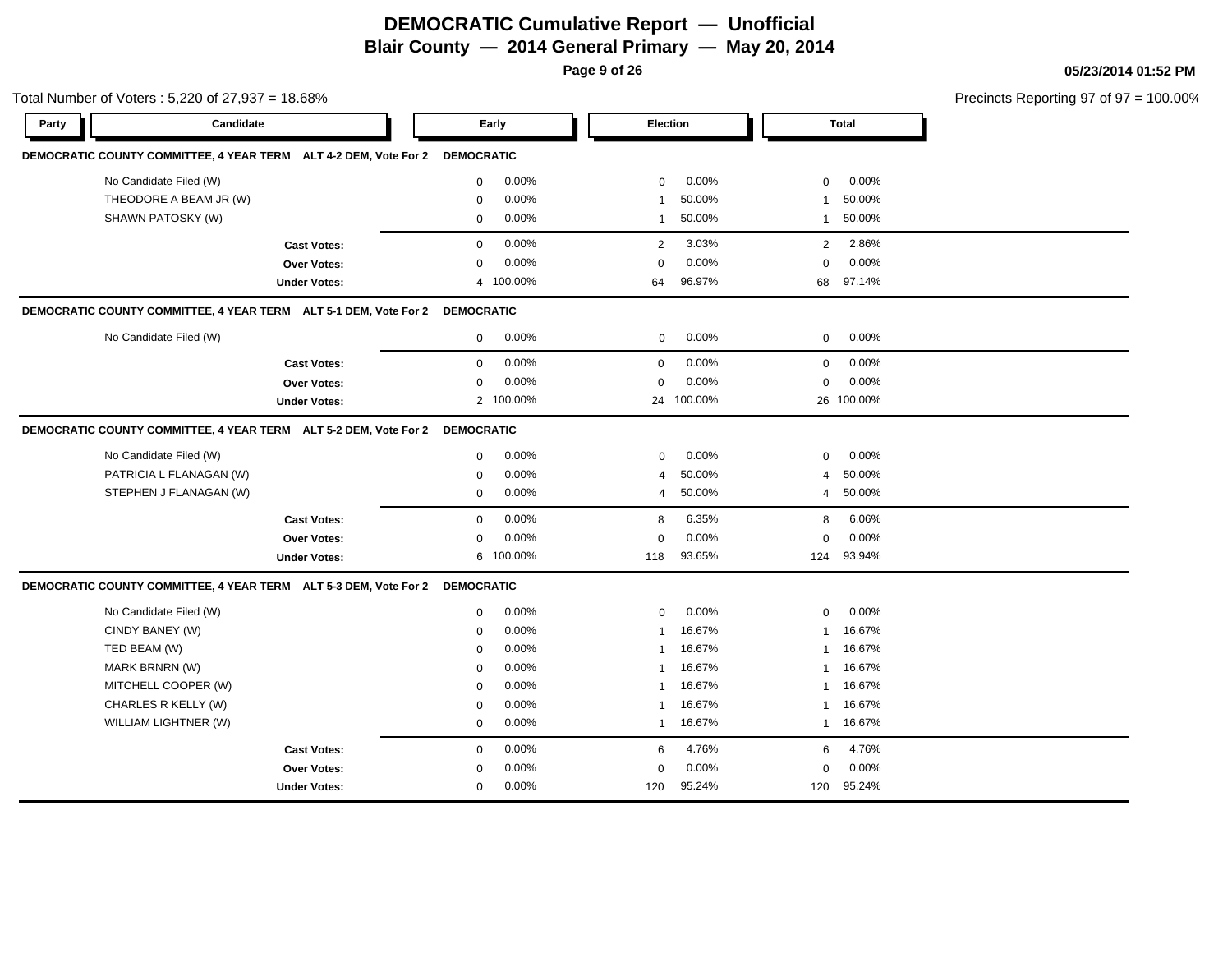# DEMOCRATIC Cumulative Report — Unofficial

## Blair County — 2014 General Primary — May 20, 2014

05/23/2014 01:52 PM

Total Number of Voters : 5,220 of 27,937 = 18.68%

Precincts Reporting 97 of 97 = 100.00%

### DEMOCRATIC COUNTY COMMITTEE, 4 YEAR TERM ALT 4-2 DEM, Vote For 2 — DEMOCRATIC

| Party | Candidate | Early | | Election | | Total | |
|---|---|---|---|---|---|---|---|
| | No Candidate Filed (W) | 0 | 0.00% | 0 | 0.00% | 0 | 0.00% |
| | THEODORE A BEAM JR (W) | 0 | 0.00% | 1 | 50.00% | 1 | 50.00% |
| | SHAWN PATOSKY (W) | 0 | 0.00% | 1 | 50.00% | 1 | 50.00% |
| | **Cast Votes:** | 0 | 0.00% | 2 | 3.03% | 2 | 2.86% |
| | **Over Votes:** | 0 | 0.00% | 0 | 0.00% | 0 | 0.00% |
| | **Under Votes:** | 4 | 100.00% | 64 | 96.97% | 68 | 97.14% |

### DEMOCRATIC COUNTY COMMITTEE, 4 YEAR TERM ALT 5-1 DEM, Vote For 2 — DEMOCRATIC

| Party | Candidate | Early | | Election | | Total | |
|---|---|---|---|---|---|---|---|
| | No Candidate Filed (W) | 0 | 0.00% | 0 | 0.00% | 0 | 0.00% |
| | **Cast Votes:** | 0 | 0.00% | 0 | 0.00% | 0 | 0.00% |
| | **Over Votes:** | 0 | 0.00% | 0 | 0.00% | 0 | 0.00% |
| | **Under Votes:** | 2 | 100.00% | 24 | 100.00% | 26 | 100.00% |

### DEMOCRATIC COUNTY COMMITTEE, 4 YEAR TERM ALT 5-2 DEM, Vote For 2 — DEMOCRATIC

| Party | Candidate | Early | | Election | | Total | |
|---|---|---|---|---|---|---|---|
| | No Candidate Filed (W) | 0 | 0.00% | 0 | 0.00% | 0 | 0.00% |
| | PATRICIA L FLANAGAN (W) | 0 | 0.00% | 4 | 50.00% | 4 | 50.00% |
| | STEPHEN J FLANAGAN (W) | 0 | 0.00% | 4 | 50.00% | 4 | 50.00% |
| | **Cast Votes:** | 0 | 0.00% | 8 | 6.35% | 8 | 6.06% |
| | **Over Votes:** | 0 | 0.00% | 0 | 0.00% | 0 | 0.00% |
| | **Under Votes:** | 6 | 100.00% | 118 | 93.65% | 124 | 93.94% |

### DEMOCRATIC COUNTY COMMITTEE, 4 YEAR TERM ALT 5-3 DEM, Vote For 2 — DEMOCRATIC

| Party | Candidate | Early | | Election | | Total | |
|---|---|---|---|---|---|---|---|
| | No Candidate Filed (W) | 0 | 0.00% | 0 | 0.00% | 0 | 0.00% |
| | CINDY BANEY (W) | 0 | 0.00% | 1 | 16.67% | 1 | 16.67% |
| | TED BEAM (W) | 0 | 0.00% | 1 | 16.67% | 1 | 16.67% |
| | MARK BRNRN (W) | 0 | 0.00% | 1 | 16.67% | 1 | 16.67% |
| | MITCHELL COOPER (W) | 0 | 0.00% | 1 | 16.67% | 1 | 16.67% |
| | CHARLES R KELLY (W) | 0 | 0.00% | 1 | 16.67% | 1 | 16.67% |
| | WILLIAM LIGHTNER (W) | 0 | 0.00% | 1 | 16.67% | 1 | 16.67% |
| | **Cast Votes:** | 0 | 0.00% | 6 | 4.76% | 6 | 4.76% |
| | **Over Votes:** | 0 | 0.00% | 0 | 0.00% | 0 | 0.00% |
| | **Under Votes:** | 0 | 0.00% | 120 | 95.24% | 120 | 95.24% |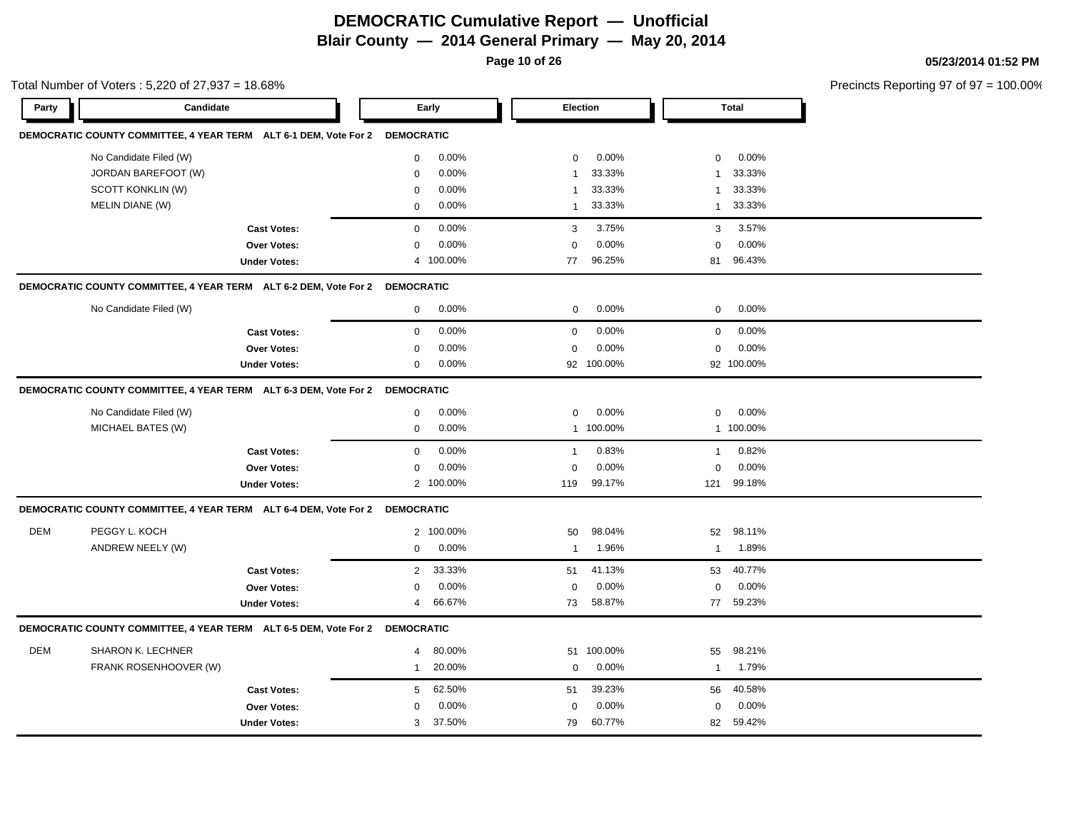# DEMOCRATIC Cumulative Report — Unofficial
## Blair County — 2014 General Primary — May 20, 2014

05/23/2014 01:52 PM

Total Number of Voters : 5,220 of 27,937 = 18.68%

Precincts Reporting 97 of 97 = 100.00%

### DEMOCRATIC COUNTY COMMITTEE, 4 YEAR TERM ALT 6-1 DEM, Vote For 2 — DEMOCRATIC

| Party | Candidate | Early | | Election | | Total | |
|---|---|---|---|---|---|---|---|
| | No Candidate Filed (W) | 0 | 0.00% | 0 | 0.00% | 0 | 0.00% |
| | JORDAN BAREFOOT (W) | 0 | 0.00% | 1 | 33.33% | 1 | 33.33% |
| | SCOTT KONKLIN (W) | 0 | 0.00% | 1 | 33.33% | 1 | 33.33% |
| | MELIN DIANE (W) | 0 | 0.00% | 1 | 33.33% | 1 | 33.33% |
| | **Cast Votes:** | 0 | 0.00% | 3 | 3.75% | 3 | 3.57% |
| | **Over Votes:** | 0 | 0.00% | 0 | 0.00% | 0 | 0.00% |
| | **Under Votes:** | 4 | 100.00% | 77 | 96.25% | 81 | 96.43% |

### DEMOCRATIC COUNTY COMMITTEE, 4 YEAR TERM ALT 6-2 DEM, Vote For 2 — DEMOCRATIC

| Party | Candidate | Early | | Election | | Total | |
|---|---|---|---|---|---|---|---|
| | No Candidate Filed (W) | 0 | 0.00% | 0 | 0.00% | 0 | 0.00% |
| | **Cast Votes:** | 0 | 0.00% | 0 | 0.00% | 0 | 0.00% |
| | **Over Votes:** | 0 | 0.00% | 0 | 0.00% | 0 | 0.00% |
| | **Under Votes:** | 0 | 0.00% | 92 | 100.00% | 92 | 100.00% |

### DEMOCRATIC COUNTY COMMITTEE, 4 YEAR TERM ALT 6-3 DEM, Vote For 2 — DEMOCRATIC

| Party | Candidate | Early | | Election | | Total | |
|---|---|---|---|---|---|---|---|
| | No Candidate Filed (W) | 0 | 0.00% | 0 | 0.00% | 0 | 0.00% |
| | MICHAEL BATES (W) | 0 | 0.00% | 1 | 100.00% | 1 | 100.00% |
| | **Cast Votes:** | 0 | 0.00% | 1 | 0.83% | 1 | 0.82% |
| | **Over Votes:** | 0 | 0.00% | 0 | 0.00% | 0 | 0.00% |
| | **Under Votes:** | 2 | 100.00% | 119 | 99.17% | 121 | 99.18% |

### DEMOCRATIC COUNTY COMMITTEE, 4 YEAR TERM ALT 6-4 DEM, Vote For 2 — DEMOCRATIC

| Party | Candidate | Early | | Election | | Total | |
|---|---|---|---|---|---|---|---|
| DEM | PEGGY L. KOCH | 2 | 100.00% | 50 | 98.04% | 52 | 98.11% |
| | ANDREW NEELY (W) | 0 | 0.00% | 1 | 1.96% | 1 | 1.89% |
| | **Cast Votes:** | 2 | 33.33% | 51 | 41.13% | 53 | 40.77% |
| | **Over Votes:** | 0 | 0.00% | 0 | 0.00% | 0 | 0.00% |
| | **Under Votes:** | 4 | 66.67% | 73 | 58.87% | 77 | 59.23% |

### DEMOCRATIC COUNTY COMMITTEE, 4 YEAR TERM ALT 6-5 DEM, Vote For 2 — DEMOCRATIC

| Party | Candidate | Early | | Election | | Total | |
|---|---|---|---|---|---|---|---|
| DEM | SHARON K. LECHNER | 4 | 80.00% | 51 | 100.00% | 55 | 98.21% |
| | FRANK ROSENHOOVER (W) | 1 | 20.00% | 0 | 0.00% | 1 | 1.79% |
| | **Cast Votes:** | 5 | 62.50% | 51 | 39.23% | 56 | 40.58% |
| | **Over Votes:** | 0 | 0.00% | 0 | 0.00% | 0 | 0.00% |
| | **Under Votes:** | 3 | 37.50% | 79 | 60.77% | 82 | 59.42% |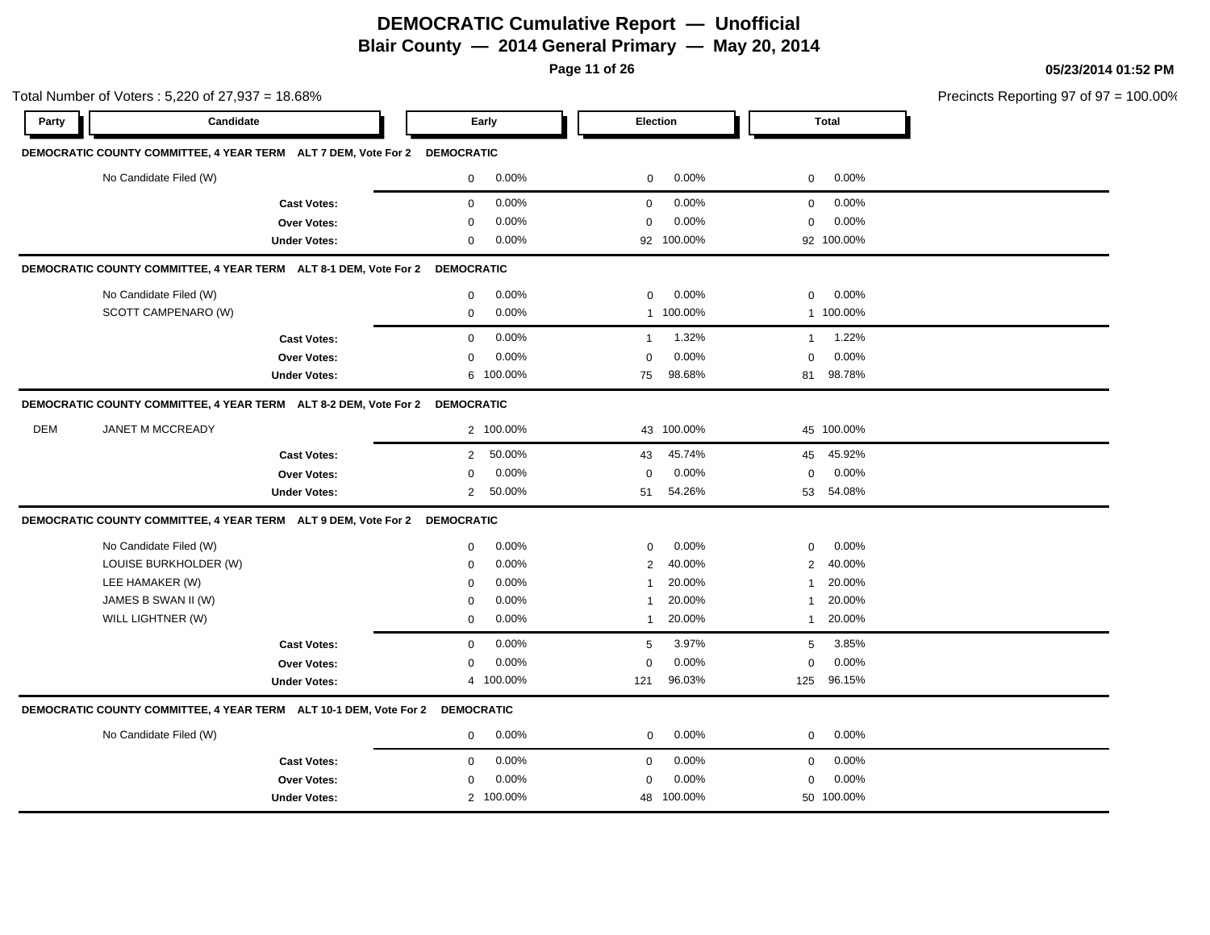# DEMOCRATIC Cumulative Report — Unofficial

## Blair County — 2014 General Primary — May 20, 2014

05/23/2014 01:52 PM

Total Number of Voters : 5,220 of 27,937 = 18.68%

Precincts Reporting 97 of 97 = 100.00%

| Party | Candidate | Early | | Election | | Total | |
|---|---|---|---|---|---|---|---|
| **DEMOCRATIC COUNTY COMMITTEE, 4 YEAR TERM ALT 7 DEM, Vote For 2** | **DEMOCRATIC** | | | | | | |
| | No Candidate Filed (W) | 0 | 0.00% | 0 | 0.00% | 0 | 0.00% |
| | **Cast Votes:** | 0 | 0.00% | 0 | 0.00% | 0 | 0.00% |
| | **Over Votes:** | 0 | 0.00% | 0 | 0.00% | 0 | 0.00% |
| | **Under Votes:** | 0 | 0.00% | 92 | 100.00% | 92 | 100.00% |
| **DEMOCRATIC COUNTY COMMITTEE, 4 YEAR TERM ALT 8-1 DEM, Vote For 2** | **DEMOCRATIC** | | | | | | |
| | No Candidate Filed (W) | 0 | 0.00% | 0 | 0.00% | 0 | 0.00% |
| | SCOTT CAMPENARO (W) | 0 | 0.00% | 1 | 100.00% | 1 | 100.00% |
| | **Cast Votes:** | 0 | 0.00% | 1 | 1.32% | 1 | 1.22% |
| | **Over Votes:** | 0 | 0.00% | 0 | 0.00% | 0 | 0.00% |
| | **Under Votes:** | 6 | 100.00% | 75 | 98.68% | 81 | 98.78% |
| **DEMOCRATIC COUNTY COMMITTEE, 4 YEAR TERM ALT 8-2 DEM, Vote For 2** | **DEMOCRATIC** | | | | | | |
| DEM | JANET M MCCREADY | 2 | 100.00% | 43 | 100.00% | 45 | 100.00% |
| | **Cast Votes:** | 2 | 50.00% | 43 | 45.74% | 45 | 45.92% |
| | **Over Votes:** | 0 | 0.00% | 0 | 0.00% | 0 | 0.00% |
| | **Under Votes:** | 2 | 50.00% | 51 | 54.26% | 53 | 54.08% |
| **DEMOCRATIC COUNTY COMMITTEE, 4 YEAR TERM ALT 9 DEM, Vote For 2** | **DEMOCRATIC** | | | | | | |
| | No Candidate Filed (W) | 0 | 0.00% | 0 | 0.00% | 0 | 0.00% |
| | LOUISE BURKHOLDER (W) | 0 | 0.00% | 2 | 40.00% | 2 | 40.00% |
| | LEE HAMAKER (W) | 0 | 0.00% | 1 | 20.00% | 1 | 20.00% |
| | JAMES B SWAN II (W) | 0 | 0.00% | 1 | 20.00% | 1 | 20.00% |
| | WILL LIGHTNER (W) | 0 | 0.00% | 1 | 20.00% | 1 | 20.00% |
| | **Cast Votes:** | 0 | 0.00% | 5 | 3.97% | 5 | 3.85% |
| | **Over Votes:** | 0 | 0.00% | 0 | 0.00% | 0 | 0.00% |
| | **Under Votes:** | 4 | 100.00% | 121 | 96.03% | 125 | 96.15% |
| **DEMOCRATIC COUNTY COMMITTEE, 4 YEAR TERM ALT 10-1 DEM, Vote For 2** | **DEMOCRATIC** | | | | | | |
| | No Candidate Filed (W) | 0 | 0.00% | 0 | 0.00% | 0 | 0.00% |
| | **Cast Votes:** | 0 | 0.00% | 0 | 0.00% | 0 | 0.00% |
| | **Over Votes:** | 0 | 0.00% | 0 | 0.00% | 0 | 0.00% |
| | **Under Votes:** | 2 | 100.00% | 48 | 100.00% | 50 | 100.00% |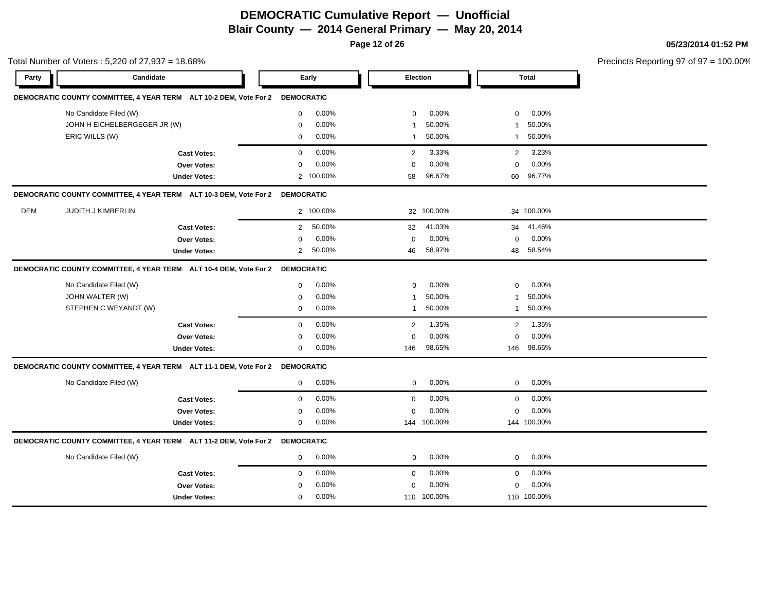# DEMOCRATIC Cumulative Report — Unofficial

## Blair County — 2014 General Primary — May 20, 2014

05/23/2014 01:52 PM

Total Number of Voters : 5,220 of 27,937 = 18.68%

Precincts Reporting 97 of 97 = 100.00%

| Party | Candidate | Early | | Election | | Total | |
|---|---|---|---|---|---|---|---|
| **DEMOCRATIC COUNTY COMMITTEE, 4 YEAR TERM ALT 10-2 DEM, Vote For 2** | | **DEMOCRATIC** | | | | | |
| | No Candidate Filed (W) | 0 | 0.00% | 0 | 0.00% | 0 | 0.00% |
| | JOHN H EICHELBERGEGER JR (W) | 0 | 0.00% | 1 | 50.00% | 1 | 50.00% |
| | ERIC WILLS (W) | 0 | 0.00% | 1 | 50.00% | 1 | 50.00% |
| | **Cast Votes:** | 0 | 0.00% | 2 | 3.33% | 2 | 3.23% |
| | **Over Votes:** | 0 | 0.00% | 0 | 0.00% | 0 | 0.00% |
| | **Under Votes:** | 2 | 100.00% | 58 | 96.67% | 60 | 96.77% |
| **DEMOCRATIC COUNTY COMMITTEE, 4 YEAR TERM ALT 10-3 DEM, Vote For 2** | | **DEMOCRATIC** | | | | | |
| DEM | JUDITH J KIMBERLIN | 2 | 100.00% | 32 | 100.00% | 34 | 100.00% |
| | **Cast Votes:** | 2 | 50.00% | 32 | 41.03% | 34 | 41.46% |
| | **Over Votes:** | 0 | 0.00% | 0 | 0.00% | 0 | 0.00% |
| | **Under Votes:** | 2 | 50.00% | 46 | 58.97% | 48 | 58.54% |
| **DEMOCRATIC COUNTY COMMITTEE, 4 YEAR TERM ALT 10-4 DEM, Vote For 2** | | **DEMOCRATIC** | | | | | |
| | No Candidate Filed (W) | 0 | 0.00% | 0 | 0.00% | 0 | 0.00% |
| | JOHN WALTER (W) | 0 | 0.00% | 1 | 50.00% | 1 | 50.00% |
| | STEPHEN C WEYANDT (W) | 0 | 0.00% | 1 | 50.00% | 1 | 50.00% |
| | **Cast Votes:** | 0 | 0.00% | 2 | 1.35% | 2 | 1.35% |
| | **Over Votes:** | 0 | 0.00% | 0 | 0.00% | 0 | 0.00% |
| | **Under Votes:** | 0 | 0.00% | 146 | 98.65% | 146 | 98.65% |
| **DEMOCRATIC COUNTY COMMITTEE, 4 YEAR TERM ALT 11-1 DEM, Vote For 2** | | **DEMOCRATIC** | | | | | |
| | No Candidate Filed (W) | 0 | 0.00% | 0 | 0.00% | 0 | 0.00% |
| | **Cast Votes:** | 0 | 0.00% | 0 | 0.00% | 0 | 0.00% |
| | **Over Votes:** | 0 | 0.00% | 0 | 0.00% | 0 | 0.00% |
| | **Under Votes:** | 0 | 0.00% | 144 | 100.00% | 144 | 100.00% |
| **DEMOCRATIC COUNTY COMMITTEE, 4 YEAR TERM ALT 11-2 DEM, Vote For 2** | | **DEMOCRATIC** | | | | | |
| | No Candidate Filed (W) | 0 | 0.00% | 0 | 0.00% | 0 | 0.00% |
| | **Cast Votes:** | 0 | 0.00% | 0 | 0.00% | 0 | 0.00% |
| | **Over Votes:** | 0 | 0.00% | 0 | 0.00% | 0 | 0.00% |
| | **Under Votes:** | 0 | 0.00% | 110 | 100.00% | 110 | 100.00% |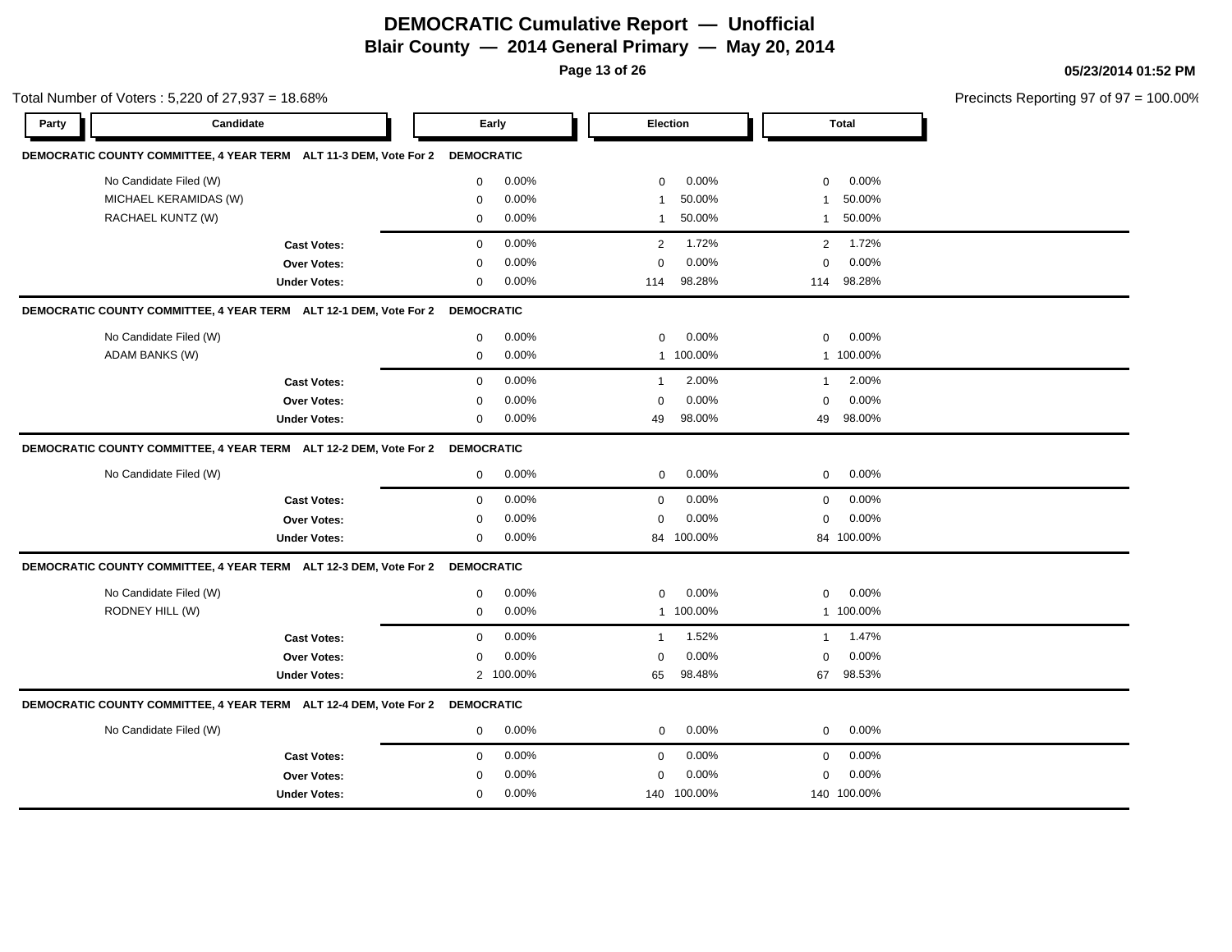# DEMOCRATIC Cumulative Report — Unofficial

## Blair County — 2014 General Primary — May 20, 2014

05/23/2014 01:52 PM

Total Number of Voters : 5,220 of 27,937 = 18.68%

Precincts Reporting 97 of 97 = 100.00%

### DEMOCRATIC COUNTY COMMITTEE, 4 YEAR TERM ALT 11-3 DEM, Vote For 2 — DEMOCRATIC

| Candidate | Early | | Election | | Total | |
|---|---|---|---|---|---|---|
| No Candidate Filed (W) | 0 | 0.00% | 0 | 0.00% | 0 | 0.00% |
| MICHAEL KERAMIDAS (W) | 0 | 0.00% | 1 | 50.00% | 1 | 50.00% |
| RACHAEL KUNTZ (W) | 0 | 0.00% | 1 | 50.00% | 1 | 50.00% |
| **Cast Votes:** | 0 | 0.00% | 2 | 1.72% | 2 | 1.72% |
| **Over Votes:** | 0 | 0.00% | 0 | 0.00% | 0 | 0.00% |
| **Under Votes:** | 0 | 0.00% | 114 | 98.28% | 114 | 98.28% |

### DEMOCRATIC COUNTY COMMITTEE, 4 YEAR TERM ALT 12-1 DEM, Vote For 2 — DEMOCRATIC

| Candidate | Early | | Election | | Total | |
|---|---|---|---|---|---|---|
| No Candidate Filed (W) | 0 | 0.00% | 0 | 0.00% | 0 | 0.00% |
| ADAM BANKS (W) | 0 | 0.00% | 1 | 100.00% | 1 | 100.00% |
| **Cast Votes:** | 0 | 0.00% | 1 | 2.00% | 1 | 2.00% |
| **Over Votes:** | 0 | 0.00% | 0 | 0.00% | 0 | 0.00% |
| **Under Votes:** | 0 | 0.00% | 49 | 98.00% | 49 | 98.00% |

### DEMOCRATIC COUNTY COMMITTEE, 4 YEAR TERM ALT 12-2 DEM, Vote For 2 — DEMOCRATIC

| Candidate | Early | | Election | | Total | |
|---|---|---|---|---|---|---|
| No Candidate Filed (W) | 0 | 0.00% | 0 | 0.00% | 0 | 0.00% |
| **Cast Votes:** | 0 | 0.00% | 0 | 0.00% | 0 | 0.00% |
| **Over Votes:** | 0 | 0.00% | 0 | 0.00% | 0 | 0.00% |
| **Under Votes:** | 0 | 0.00% | 84 | 100.00% | 84 | 100.00% |

### DEMOCRATIC COUNTY COMMITTEE, 4 YEAR TERM ALT 12-3 DEM, Vote For 2 — DEMOCRATIC

| Candidate | Early | | Election | | Total | |
|---|---|---|---|---|---|---|
| No Candidate Filed (W) | 0 | 0.00% | 0 | 0.00% | 0 | 0.00% |
| RODNEY HILL (W) | 0 | 0.00% | 1 | 100.00% | 1 | 100.00% |
| **Cast Votes:** | 0 | 0.00% | 1 | 1.52% | 1 | 1.47% |
| **Over Votes:** | 0 | 0.00% | 0 | 0.00% | 0 | 0.00% |
| **Under Votes:** | 2 | 100.00% | 65 | 98.48% | 67 | 98.53% |

### DEMOCRATIC COUNTY COMMITTEE, 4 YEAR TERM ALT 12-4 DEM, Vote For 2 — DEMOCRATIC

| Candidate | Early | | Election | | Total | |
|---|---|---|---|---|---|---|
| No Candidate Filed (W) | 0 | 0.00% | 0 | 0.00% | 0 | 0.00% |
| **Cast Votes:** | 0 | 0.00% | 0 | 0.00% | 0 | 0.00% |
| **Over Votes:** | 0 | 0.00% | 0 | 0.00% | 0 | 0.00% |
| **Under Votes:** | 0 | 0.00% | 140 | 100.00% | 140 | 100.00% |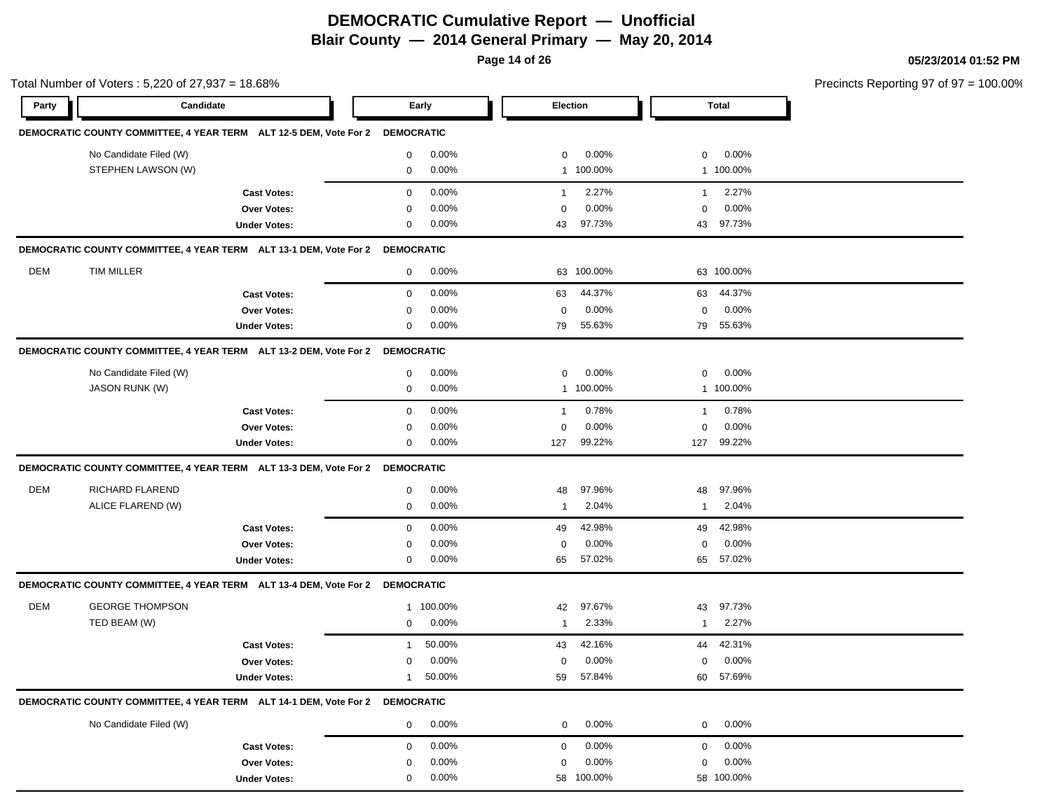# DEMOCRATIC Cumulative Report — Unofficial

## Blair County — 2014 General Primary — May 20, 2014

05/23/2014 01:52 PM

Total Number of Voters : 5,220 of 27,937 = 18.68%

Precincts Reporting 97 of 97 = 100.00%

| Party | Candidate | Early | | Election | | Total | |
|---|---|---|---|---|---|---|---|
| **DEMOCRATIC COUNTY COMMITTEE, 4 YEAR TERM ALT 12-5 DEM, Vote For 2** | | **DEMOCRATIC** | | | | | |
| | No Candidate Filed (W) | 0 | 0.00% | 0 | 0.00% | 0 | 0.00% |
| | STEPHEN LAWSON (W) | 0 | 0.00% | 1 | 100.00% | 1 | 100.00% |
| | **Cast Votes:** | 0 | 0.00% | 1 | 2.27% | 1 | 2.27% |
| | **Over Votes:** | 0 | 0.00% | 0 | 0.00% | 0 | 0.00% |
| | **Under Votes:** | 0 | 0.00% | 43 | 97.73% | 43 | 97.73% |
| **DEMOCRATIC COUNTY COMMITTEE, 4 YEAR TERM ALT 13-1 DEM, Vote For 2** | | **DEMOCRATIC** | | | | | |
| DEM | TIM MILLER | 0 | 0.00% | 63 | 100.00% | 63 | 100.00% |
| | **Cast Votes:** | 0 | 0.00% | 63 | 44.37% | 63 | 44.37% |
| | **Over Votes:** | 0 | 0.00% | 0 | 0.00% | 0 | 0.00% |
| | **Under Votes:** | 0 | 0.00% | 79 | 55.63% | 79 | 55.63% |
| **DEMOCRATIC COUNTY COMMITTEE, 4 YEAR TERM ALT 13-2 DEM, Vote For 2** | | **DEMOCRATIC** | | | | | |
| | No Candidate Filed (W) | 0 | 0.00% | 0 | 0.00% | 0 | 0.00% |
| | JASON RUNK (W) | 0 | 0.00% | 1 | 100.00% | 1 | 100.00% |
| | **Cast Votes:** | 0 | 0.00% | 1 | 0.78% | 1 | 0.78% |
| | **Over Votes:** | 0 | 0.00% | 0 | 0.00% | 0 | 0.00% |
| | **Under Votes:** | 0 | 0.00% | 127 | 99.22% | 127 | 99.22% |
| **DEMOCRATIC COUNTY COMMITTEE, 4 YEAR TERM ALT 13-3 DEM, Vote For 2** | | **DEMOCRATIC** | | | | | |
| DEM | RICHARD FLAREND | 0 | 0.00% | 48 | 97.96% | 48 | 97.96% |
| | ALICE FLAREND (W) | 0 | 0.00% | 1 | 2.04% | 1 | 2.04% |
| | **Cast Votes:** | 0 | 0.00% | 49 | 42.98% | 49 | 42.98% |
| | **Over Votes:** | 0 | 0.00% | 0 | 0.00% | 0 | 0.00% |
| | **Under Votes:** | 0 | 0.00% | 65 | 57.02% | 65 | 57.02% |
| **DEMOCRATIC COUNTY COMMITTEE, 4 YEAR TERM ALT 13-4 DEM, Vote For 2** | | **DEMOCRATIC** | | | | | |
| DEM | GEORGE THOMPSON | 1 | 100.00% | 42 | 97.67% | 43 | 97.73% |
| | TED BEAM (W) | 0 | 0.00% | 1 | 2.33% | 1 | 2.27% |
| | **Cast Votes:** | 1 | 50.00% | 43 | 42.16% | 44 | 42.31% |
| | **Over Votes:** | 0 | 0.00% | 0 | 0.00% | 0 | 0.00% |
| | **Under Votes:** | 1 | 50.00% | 59 | 57.84% | 60 | 57.69% |
| **DEMOCRATIC COUNTY COMMITTEE, 4 YEAR TERM ALT 14-1 DEM, Vote For 2** | | **DEMOCRATIC** | | | | | |
| | No Candidate Filed (W) | 0 | 0.00% | 0 | 0.00% | 0 | 0.00% |
| | **Cast Votes:** | 0 | 0.00% | 0 | 0.00% | 0 | 0.00% |
| | **Over Votes:** | 0 | 0.00% | 0 | 0.00% | 0 | 0.00% |
| | **Under Votes:** | 0 | 0.00% | 58 | 100.00% | 58 | 100.00% |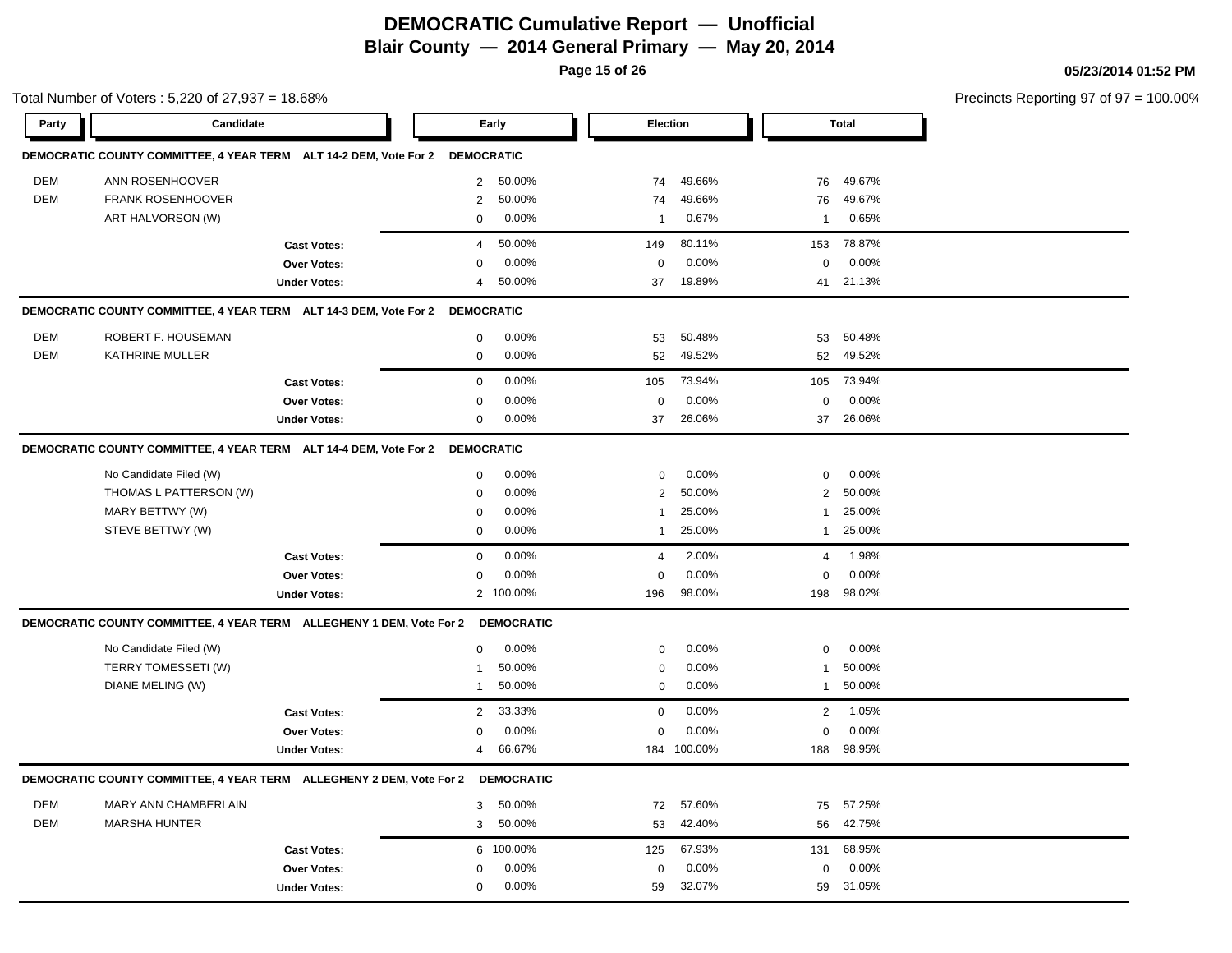# DEMOCRATIC Cumulative Report — Unofficial

## Blair County — 2014 General Primary — May 20, 2014

**05/23/2014 01:52 PM**

Total Number of Voters : 5,220 of 27,937 = 18.68%

Precincts Reporting 97 of 97 = 100.00%

### DEMOCRATIC COUNTY COMMITTEE, 4 YEAR TERM ALT 14-2 DEM, Vote For 2 — DEMOCRATIC

| Party | Candidate | Early | | Election | | Total | |
|---|---|---|---|---|---|---|---|
| DEM | ANN ROSENHOOVER | 2 | 50.00% | 74 | 49.66% | 76 | 49.67% |
| DEM | FRANK ROSENHOOVER | 2 | 50.00% | 74 | 49.66% | 76 | 49.67% |
| | ART HALVORSON (W) | 0 | 0.00% | 1 | 0.67% | 1 | 0.65% |
| | **Cast Votes:** | 4 | 50.00% | 149 | 80.11% | 153 | 78.87% |
| | **Over Votes:** | 0 | 0.00% | 0 | 0.00% | 0 | 0.00% |
| | **Under Votes:** | 4 | 50.00% | 37 | 19.89% | 41 | 21.13% |

### DEMOCRATIC COUNTY COMMITTEE, 4 YEAR TERM ALT 14-3 DEM, Vote For 2 — DEMOCRATIC

| Party | Candidate | Early | | Election | | Total | |
|---|---|---|---|---|---|---|---|
| DEM | ROBERT F. HOUSEMAN | 0 | 0.00% | 53 | 50.48% | 53 | 50.48% |
| DEM | KATHRINE MULLER | 0 | 0.00% | 52 | 49.52% | 52 | 49.52% |
| | **Cast Votes:** | 0 | 0.00% | 105 | 73.94% | 105 | 73.94% |
| | **Over Votes:** | 0 | 0.00% | 0 | 0.00% | 0 | 0.00% |
| | **Under Votes:** | 0 | 0.00% | 37 | 26.06% | 37 | 26.06% |

### DEMOCRATIC COUNTY COMMITTEE, 4 YEAR TERM ALT 14-4 DEM, Vote For 2 — DEMOCRATIC

| Party | Candidate | Early | | Election | | Total | |
|---|---|---|---|---|---|---|---|
| | No Candidate Filed (W) | 0 | 0.00% | 0 | 0.00% | 0 | 0.00% |
| | THOMAS L PATTERSON (W) | 0 | 0.00% | 2 | 50.00% | 2 | 50.00% |
| | MARY BETTWY (W) | 0 | 0.00% | 1 | 25.00% | 1 | 25.00% |
| | STEVE BETTWY (W) | 0 | 0.00% | 1 | 25.00% | 1 | 25.00% |
| | **Cast Votes:** | 0 | 0.00% | 4 | 2.00% | 4 | 1.98% |
| | **Over Votes:** | 0 | 0.00% | 0 | 0.00% | 0 | 0.00% |
| | **Under Votes:** | 2 | 100.00% | 196 | 98.00% | 198 | 98.02% |

### DEMOCRATIC COUNTY COMMITTEE, 4 YEAR TERM ALLEGHENY 1 DEM, Vote For 2 — DEMOCRATIC

| Party | Candidate | Early | | Election | | Total | |
|---|---|---|---|---|---|---|---|
| | No Candidate Filed (W) | 0 | 0.00% | 0 | 0.00% | 0 | 0.00% |
| | TERRY TOMESSETI (W) | 1 | 50.00% | 0 | 0.00% | 1 | 50.00% |
| | DIANE MELING (W) | 1 | 50.00% | 0 | 0.00% | 1 | 50.00% |
| | **Cast Votes:** | 2 | 33.33% | 0 | 0.00% | 2 | 1.05% |
| | **Over Votes:** | 0 | 0.00% | 0 | 0.00% | 0 | 0.00% |
| | **Under Votes:** | 4 | 66.67% | 184 | 100.00% | 188 | 98.95% |

### DEMOCRATIC COUNTY COMMITTEE, 4 YEAR TERM ALLEGHENY 2 DEM, Vote For 2 — DEMOCRATIC

| Party | Candidate | Early | | Election | | Total | |
|---|---|---|---|---|---|---|---|
| DEM | MARY ANN CHAMBERLAIN | 3 | 50.00% | 72 | 57.60% | 75 | 57.25% |
| DEM | MARSHA HUNTER | 3 | 50.00% | 53 | 42.40% | 56 | 42.75% |
| | **Cast Votes:** | 6 | 100.00% | 125 | 67.93% | 131 | 68.95% |
| | **Over Votes:** | 0 | 0.00% | 0 | 0.00% | 0 | 0.00% |
| | **Under Votes:** | 0 | 0.00% | 59 | 32.07% | 59 | 31.05% |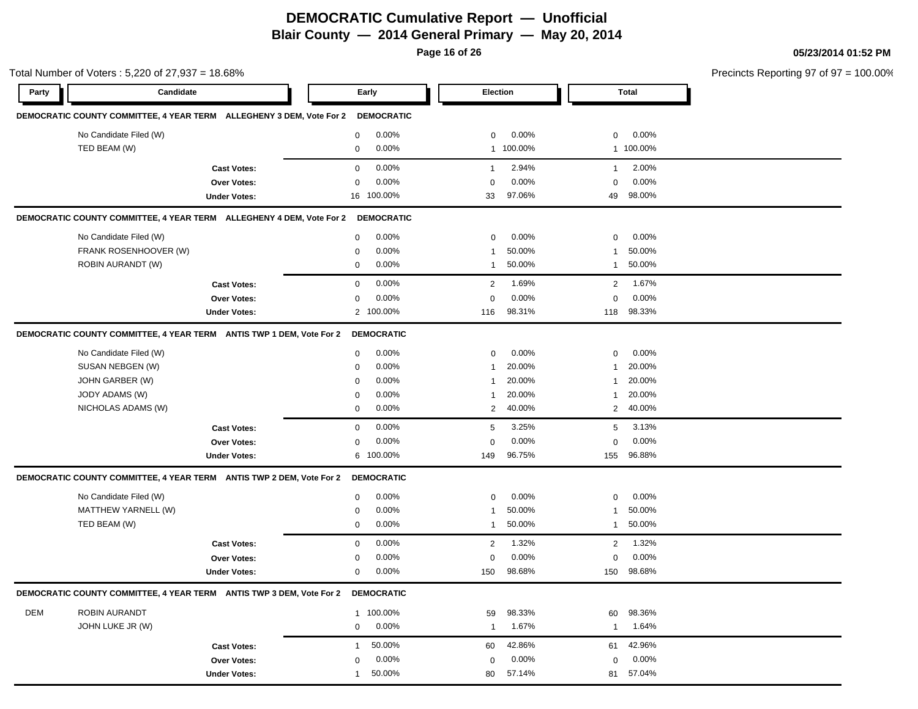# DEMOCRATIC Cumulative Report — Unofficial

## Blair County — 2014 General Primary — May 20, 2014

05/23/2014 01:52 PM

Total Number of Voters : 5,220 of 27,937 = 18.68%

Precincts Reporting 97 of 97 = 100.00%

### DEMOCRATIC COUNTY COMMITTEE, 4 YEAR TERM ALLEGHENY 3 DEM, Vote For 2 — DEMOCRATIC

| Party | Candidate | Early | | Election | | Total | |
|---|---|---|---|---|---|---|---|
| | No Candidate Filed (W) | 0 | 0.00% | 0 | 0.00% | 0 | 0.00% |
| | TED BEAM (W) | 0 | 0.00% | 1 | 100.00% | 1 | 100.00% |
| | **Cast Votes:** | 0 | 0.00% | 1 | 2.94% | 1 | 2.00% |
| | **Over Votes:** | 0 | 0.00% | 0 | 0.00% | 0 | 0.00% |
| | **Under Votes:** | 16 | 100.00% | 33 | 97.06% | 49 | 98.00% |

### DEMOCRATIC COUNTY COMMITTEE, 4 YEAR TERM ALLEGHENY 4 DEM, Vote For 2 — DEMOCRATIC

| Party | Candidate | Early | | Election | | Total | |
|---|---|---|---|---|---|---|---|
| | No Candidate Filed (W) | 0 | 0.00% | 0 | 0.00% | 0 | 0.00% |
| | FRANK ROSENHOOVER (W) | 0 | 0.00% | 1 | 50.00% | 1 | 50.00% |
| | ROBIN AURANDT (W) | 0 | 0.00% | 1 | 50.00% | 1 | 50.00% |
| | **Cast Votes:** | 0 | 0.00% | 2 | 1.69% | 2 | 1.67% |
| | **Over Votes:** | 0 | 0.00% | 0 | 0.00% | 0 | 0.00% |
| | **Under Votes:** | 2 | 100.00% | 116 | 98.31% | 118 | 98.33% |

### DEMOCRATIC COUNTY COMMITTEE, 4 YEAR TERM ANTIS TWP 1 DEM, Vote For 2 — DEMOCRATIC

| Party | Candidate | Early | | Election | | Total | |
|---|---|---|---|---|---|---|---|
| | No Candidate Filed (W) | 0 | 0.00% | 0 | 0.00% | 0 | 0.00% |
| | SUSAN NEBGEN (W) | 0 | 0.00% | 1 | 20.00% | 1 | 20.00% |
| | JOHN GARBER (W) | 0 | 0.00% | 1 | 20.00% | 1 | 20.00% |
| | JODY ADAMS (W) | 0 | 0.00% | 1 | 20.00% | 1 | 20.00% |
| | NICHOLAS ADAMS (W) | 0 | 0.00% | 2 | 40.00% | 2 | 40.00% |
| | **Cast Votes:** | 0 | 0.00% | 5 | 3.25% | 5 | 3.13% |
| | **Over Votes:** | 0 | 0.00% | 0 | 0.00% | 0 | 0.00% |
| | **Under Votes:** | 6 | 100.00% | 149 | 96.75% | 155 | 96.88% |

### DEMOCRATIC COUNTY COMMITTEE, 4 YEAR TERM ANTIS TWP 2 DEM, Vote For 2 — DEMOCRATIC

| Party | Candidate | Early | | Election | | Total | |
|---|---|---|---|---|---|---|---|
| | No Candidate Filed (W) | 0 | 0.00% | 0 | 0.00% | 0 | 0.00% |
| | MATTHEW YARNELL (W) | 0 | 0.00% | 1 | 50.00% | 1 | 50.00% |
| | TED BEAM (W) | 0 | 0.00% | 1 | 50.00% | 1 | 50.00% |
| | **Cast Votes:** | 0 | 0.00% | 2 | 1.32% | 2 | 1.32% |
| | **Over Votes:** | 0 | 0.00% | 0 | 0.00% | 0 | 0.00% |
| | **Under Votes:** | 0 | 0.00% | 150 | 98.68% | 150 | 98.68% |

### DEMOCRATIC COUNTY COMMITTEE, 4 YEAR TERM ANTIS TWP 3 DEM, Vote For 2 — DEMOCRATIC

| Party | Candidate | Early | | Election | | Total | |
|---|---|---|---|---|---|---|---|
| DEM | ROBIN AURANDT | 1 | 100.00% | 59 | 98.33% | 60 | 98.36% |
| | JOHN LUKE JR (W) | 0 | 0.00% | 1 | 1.67% | 1 | 1.64% |
| | **Cast Votes:** | 1 | 50.00% | 60 | 42.86% | 61 | 42.96% |
| | **Over Votes:** | 0 | 0.00% | 0 | 0.00% | 0 | 0.00% |
| | **Under Votes:** | 1 | 50.00% | 80 | 57.14% | 81 | 57.04% |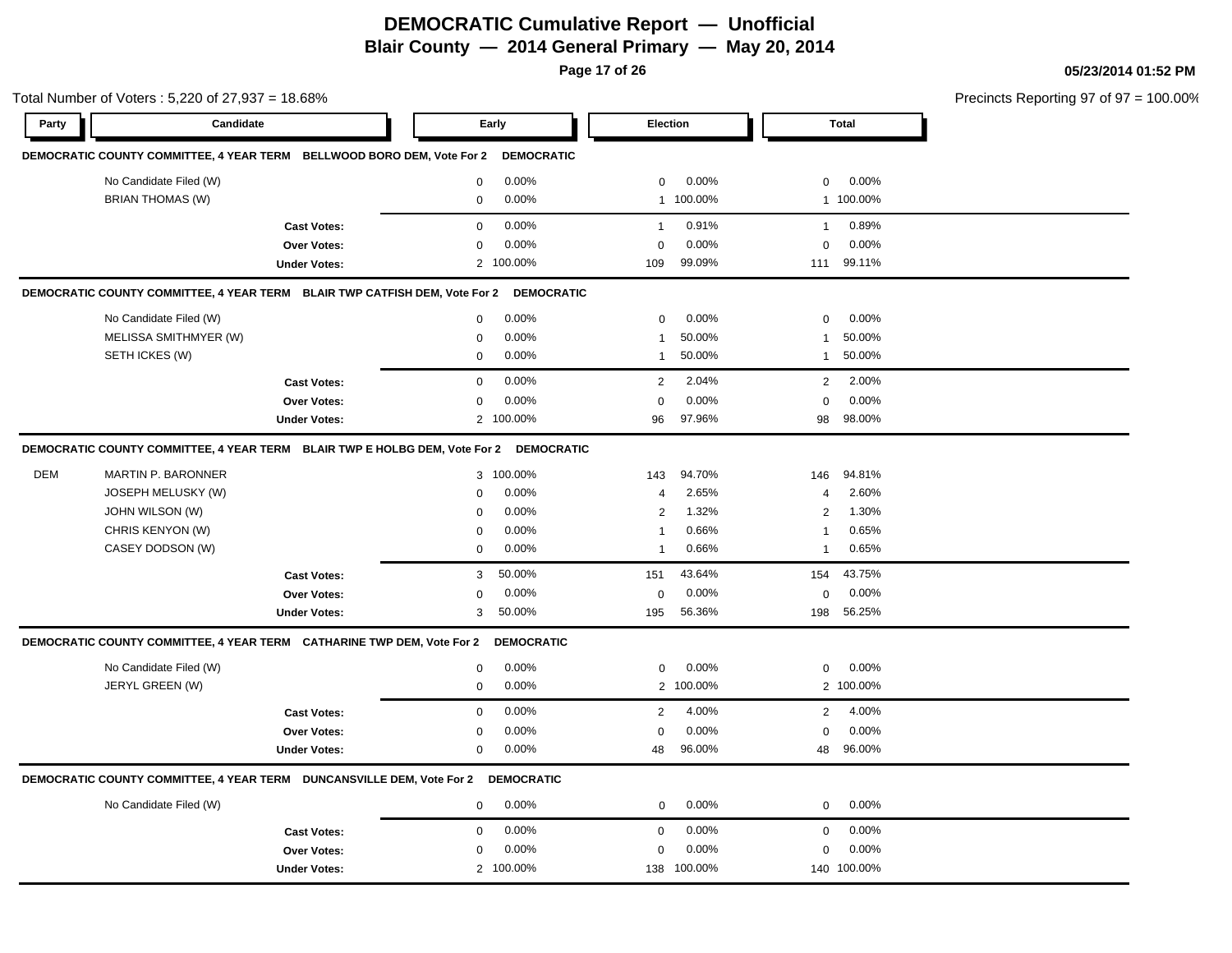# DEMOCRATIC Cumulative Report — Unofficial

## Blair County — 2014 General Primary — May 20, 2014

05/23/2014 01:52 PM

Total Number of Voters : 5,220 of 27,937 = 18.68%

Precincts Reporting 97 of 97 = 100.00%

| Party | Candidate | Early | | Election | | Total | |
|---|---|---|---|---|---|---|---|
| **DEMOCRATIC COUNTY COMMITTEE, 4 YEAR TERM BELLWOOD BORO DEM, Vote For 2 DEMOCRATIC** | | | | | | | |
| | No Candidate Filed (W) | 0 | 0.00% | 0 | 0.00% | 0 | 0.00% |
| | BRIAN THOMAS (W) | 0 | 0.00% | 1 | 100.00% | 1 | 100.00% |
| | **Cast Votes:** | 0 | 0.00% | 1 | 0.91% | 1 | 0.89% |
| | **Over Votes:** | 0 | 0.00% | 0 | 0.00% | 0 | 0.00% |
| | **Under Votes:** | 2 | 100.00% | 109 | 99.09% | 111 | 99.11% |
| **DEMOCRATIC COUNTY COMMITTEE, 4 YEAR TERM BLAIR TWP CATFISH DEM, Vote For 2 DEMOCRATIC** | | | | | | | |
| | No Candidate Filed (W) | 0 | 0.00% | 0 | 0.00% | 0 | 0.00% |
| | MELISSA SMITHMYER (W) | 0 | 0.00% | 1 | 50.00% | 1 | 50.00% |
| | SETH ICKES (W) | 0 | 0.00% | 1 | 50.00% | 1 | 50.00% |
| | **Cast Votes:** | 0 | 0.00% | 2 | 2.04% | 2 | 2.00% |
| | **Over Votes:** | 0 | 0.00% | 0 | 0.00% | 0 | 0.00% |
| | **Under Votes:** | 2 | 100.00% | 96 | 97.96% | 98 | 98.00% |
| **DEMOCRATIC COUNTY COMMITTEE, 4 YEAR TERM BLAIR TWP E HOLBG DEM, Vote For 2 DEMOCRATIC** | | | | | | | |
| DEM | MARTIN P. BARONNER | 3 | 100.00% | 143 | 94.70% | 146 | 94.81% |
| | JOSEPH MELUSKY (W) | 0 | 0.00% | 4 | 2.65% | 4 | 2.60% |
| | JOHN WILSON (W) | 0 | 0.00% | 2 | 1.32% | 2 | 1.30% |
| | CHRIS KENYON (W) | 0 | 0.00% | 1 | 0.66% | 1 | 0.65% |
| | CASEY DODSON (W) | 0 | 0.00% | 1 | 0.66% | 1 | 0.65% |
| | **Cast Votes:** | 3 | 50.00% | 151 | 43.64% | 154 | 43.75% |
| | **Over Votes:** | 0 | 0.00% | 0 | 0.00% | 0 | 0.00% |
| | **Under Votes:** | 3 | 50.00% | 195 | 56.36% | 198 | 56.25% |
| **DEMOCRATIC COUNTY COMMITTEE, 4 YEAR TERM CATHARINE TWP DEM, Vote For 2 DEMOCRATIC** | | | | | | | |
| | No Candidate Filed (W) | 0 | 0.00% | 0 | 0.00% | 0 | 0.00% |
| | JERYL GREEN (W) | 0 | 0.00% | 2 | 100.00% | 2 | 100.00% |
| | **Cast Votes:** | 0 | 0.00% | 2 | 4.00% | 2 | 4.00% |
| | **Over Votes:** | 0 | 0.00% | 0 | 0.00% | 0 | 0.00% |
| | **Under Votes:** | 0 | 0.00% | 48 | 96.00% | 48 | 96.00% |
| **DEMOCRATIC COUNTY COMMITTEE, 4 YEAR TERM DUNCANSVILLE DEM, Vote For 2 DEMOCRATIC** | | | | | | | |
| | No Candidate Filed (W) | 0 | 0.00% | 0 | 0.00% | 0 | 0.00% |
| | **Cast Votes:** | 0 | 0.00% | 0 | 0.00% | 0 | 0.00% |
| | **Over Votes:** | 0 | 0.00% | 0 | 0.00% | 0 | 0.00% |
| | **Under Votes:** | 2 | 100.00% | 138 | 100.00% | 140 | 100.00% |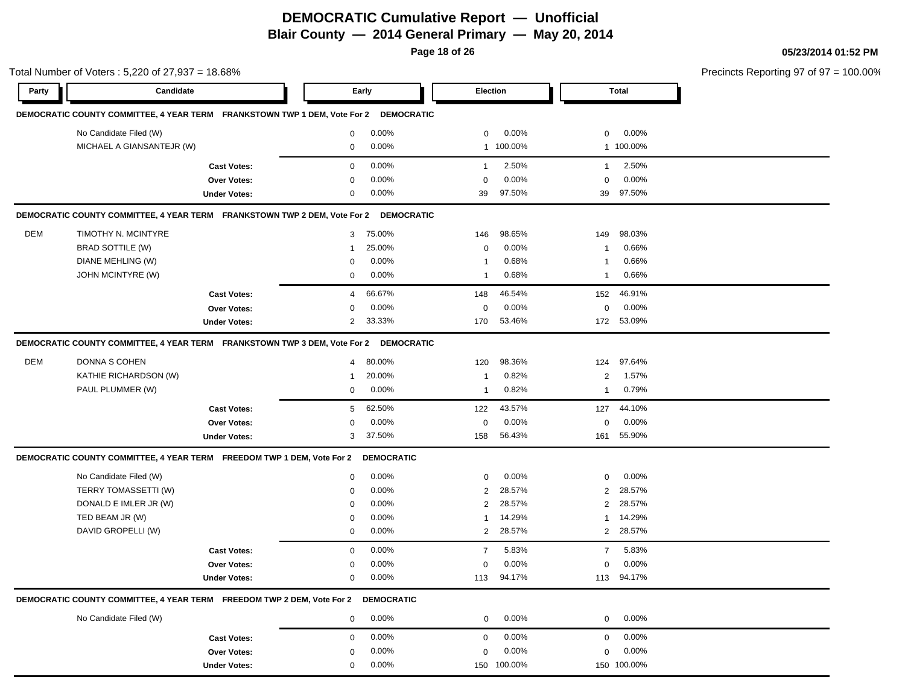# DEMOCRATIC Cumulative Report — Unofficial

## Blair County — 2014 General Primary — May 20, 2014

05/23/2014 01:52 PM

Total Number of Voters : 5,220 of 27,937 = 18.68%

Precincts Reporting 97 of 97 = 100.00%

### DEMOCRATIC COUNTY COMMITTEE, 4 YEAR TERM FRANKSTOWN TWP 1 DEM, Vote For 2 DEMOCRATIC

| Party | Candidate | Early | | Election | | Total | |
|---|---|---|---|---|---|---|---|
| | No Candidate Filed (W) | 0 | 0.00% | 0 | 0.00% | 0 | 0.00% |
| | MICHAEL A GIANSANTEJR (W) | 0 | 0.00% | 1 | 100.00% | 1 | 100.00% |
| | **Cast Votes:** | 0 | 0.00% | 1 | 2.50% | 1 | 2.50% |
| | **Over Votes:** | 0 | 0.00% | 0 | 0.00% | 0 | 0.00% |
| | **Under Votes:** | 0 | 0.00% | 39 | 97.50% | 39 | 97.50% |

### DEMOCRATIC COUNTY COMMITTEE, 4 YEAR TERM FRANKSTOWN TWP 2 DEM, Vote For 2 DEMOCRATIC

| Party | Candidate | Early | | Election | | Total | |
|---|---|---|---|---|---|---|---|
| DEM | TIMOTHY N. MCINTYRE | 3 | 75.00% | 146 | 98.65% | 149 | 98.03% |
| | BRAD SOTTILE (W) | 1 | 25.00% | 0 | 0.00% | 1 | 0.66% |
| | DIANE MEHLING (W) | 0 | 0.00% | 1 | 0.68% | 1 | 0.66% |
| | JOHN MCINTYRE (W) | 0 | 0.00% | 1 | 0.68% | 1 | 0.66% |
| | **Cast Votes:** | 4 | 66.67% | 148 | 46.54% | 152 | 46.91% |
| | **Over Votes:** | 0 | 0.00% | 0 | 0.00% | 0 | 0.00% |
| | **Under Votes:** | 2 | 33.33% | 170 | 53.46% | 172 | 53.09% |

### DEMOCRATIC COUNTY COMMITTEE, 4 YEAR TERM FRANKSTOWN TWP 3 DEM, Vote For 2 DEMOCRATIC

| Party | Candidate | Early | | Election | | Total | |
|---|---|---|---|---|---|---|---|
| DEM | DONNA S COHEN | 4 | 80.00% | 120 | 98.36% | 124 | 97.64% |
| | KATHIE RICHARDSON (W) | 1 | 20.00% | 1 | 0.82% | 2 | 1.57% |
| | PAUL PLUMMER (W) | 0 | 0.00% | 1 | 0.82% | 1 | 0.79% |
| | **Cast Votes:** | 5 | 62.50% | 122 | 43.57% | 127 | 44.10% |
| | **Over Votes:** | 0 | 0.00% | 0 | 0.00% | 0 | 0.00% |
| | **Under Votes:** | 3 | 37.50% | 158 | 56.43% | 161 | 55.90% |

### DEMOCRATIC COUNTY COMMITTEE, 4 YEAR TERM FREEDOM TWP 1 DEM, Vote For 2 DEMOCRATIC

| Party | Candidate | Early | | Election | | Total | |
|---|---|---|---|---|---|---|---|
| | No Candidate Filed (W) | 0 | 0.00% | 0 | 0.00% | 0 | 0.00% |
| | TERRY TOMASSETTI (W) | 0 | 0.00% | 2 | 28.57% | 2 | 28.57% |
| | DONALD E IMLER JR (W) | 0 | 0.00% | 2 | 28.57% | 2 | 28.57% |
| | TED BEAM JR (W) | 0 | 0.00% | 1 | 14.29% | 1 | 14.29% |
| | DAVID GROPELLI (W) | 0 | 0.00% | 2 | 28.57% | 2 | 28.57% |
| | **Cast Votes:** | 0 | 0.00% | 7 | 5.83% | 7 | 5.83% |
| | **Over Votes:** | 0 | 0.00% | 0 | 0.00% | 0 | 0.00% |
| | **Under Votes:** | 0 | 0.00% | 113 | 94.17% | 113 | 94.17% |

### DEMOCRATIC COUNTY COMMITTEE, 4 YEAR TERM FREEDOM TWP 2 DEM, Vote For 2 DEMOCRATIC

| Party | Candidate | Early | | Election | | Total | |
|---|---|---|---|---|---|---|---|
| | No Candidate Filed (W) | 0 | 0.00% | 0 | 0.00% | 0 | 0.00% |
| | **Cast Votes:** | 0 | 0.00% | 0 | 0.00% | 0 | 0.00% |
| | **Over Votes:** | 0 | 0.00% | 0 | 0.00% | 0 | 0.00% |
| | **Under Votes:** | 0 | 0.00% | 150 | 100.00% | 150 | 100.00% |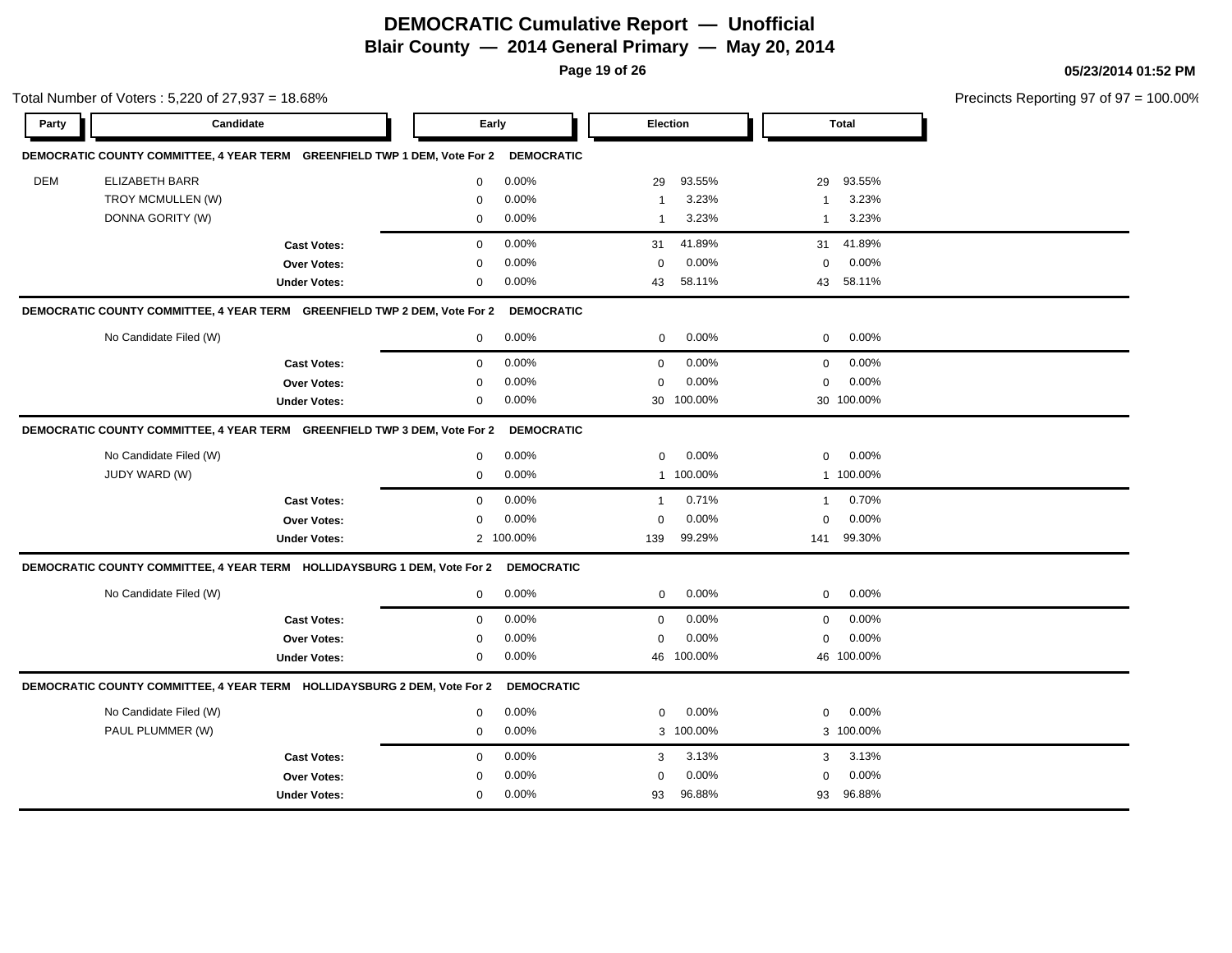# DEMOCRATIC Cumulative Report — Unofficial

## Blair County — 2014 General Primary — May 20, 2014

**05/23/2014 01:52 PM**

Total Number of Voters : 5,220 of 27,937 = 18.68%

Precincts Reporting 97 of 97 = 100.00%

| Party | Candidate | Early | | Election | | Total | |
|---|---|---|---|---|---|---|---|
| **DEMOCRATIC COUNTY COMMITTEE, 4 YEAR TERM GREENFIELD TWP 1 DEM, Vote For 2 DEMOCRATIC** | | | | | | | |
| DEM | ELIZABETH BARR | 0 | 0.00% | 29 | 93.55% | 29 | 93.55% |
| | TROY MCMULLEN (W) | 0 | 0.00% | 1 | 3.23% | 1 | 3.23% |
| | DONNA GORITY (W) | 0 | 0.00% | 1 | 3.23% | 1 | 3.23% |
| | **Cast Votes:** | 0 | 0.00% | 31 | 41.89% | 31 | 41.89% |
| | **Over Votes:** | 0 | 0.00% | 0 | 0.00% | 0 | 0.00% |
| | **Under Votes:** | 0 | 0.00% | 43 | 58.11% | 43 | 58.11% |
| **DEMOCRATIC COUNTY COMMITTEE, 4 YEAR TERM GREENFIELD TWP 2 DEM, Vote For 2 DEMOCRATIC** | | | | | | | |
| | No Candidate Filed (W) | 0 | 0.00% | 0 | 0.00% | 0 | 0.00% |
| | **Cast Votes:** | 0 | 0.00% | 0 | 0.00% | 0 | 0.00% |
| | **Over Votes:** | 0 | 0.00% | 0 | 0.00% | 0 | 0.00% |
| | **Under Votes:** | 0 | 0.00% | 30 | 100.00% | 30 | 100.00% |
| **DEMOCRATIC COUNTY COMMITTEE, 4 YEAR TERM GREENFIELD TWP 3 DEM, Vote For 2 DEMOCRATIC** | | | | | | | |
| | No Candidate Filed (W) | 0 | 0.00% | 0 | 0.00% | 0 | 0.00% |
| | JUDY WARD (W) | 0 | 0.00% | 1 | 100.00% | 1 | 100.00% |
| | **Cast Votes:** | 0 | 0.00% | 1 | 0.71% | 1 | 0.70% |
| | **Over Votes:** | 0 | 0.00% | 0 | 0.00% | 0 | 0.00% |
| | **Under Votes:** | 2 | 100.00% | 139 | 99.29% | 141 | 99.30% |
| **DEMOCRATIC COUNTY COMMITTEE, 4 YEAR TERM HOLLIDAYSBURG 1 DEM, Vote For 2 DEMOCRATIC** | | | | | | | |
| | No Candidate Filed (W) | 0 | 0.00% | 0 | 0.00% | 0 | 0.00% |
| | **Cast Votes:** | 0 | 0.00% | 0 | 0.00% | 0 | 0.00% |
| | **Over Votes:** | 0 | 0.00% | 0 | 0.00% | 0 | 0.00% |
| | **Under Votes:** | 0 | 0.00% | 46 | 100.00% | 46 | 100.00% |
| **DEMOCRATIC COUNTY COMMITTEE, 4 YEAR TERM HOLLIDAYSBURG 2 DEM, Vote For 2 DEMOCRATIC** | | | | | | | |
| | No Candidate Filed (W) | 0 | 0.00% | 0 | 0.00% | 0 | 0.00% |
| | PAUL PLUMMER (W) | 0 | 0.00% | 3 | 100.00% | 3 | 100.00% |
| | **Cast Votes:** | 0 | 0.00% | 3 | 3.13% | 3 | 3.13% |
| | **Over Votes:** | 0 | 0.00% | 0 | 0.00% | 0 | 0.00% |
| | **Under Votes:** | 0 | 0.00% | 93 | 96.88% | 93 | 96.88% |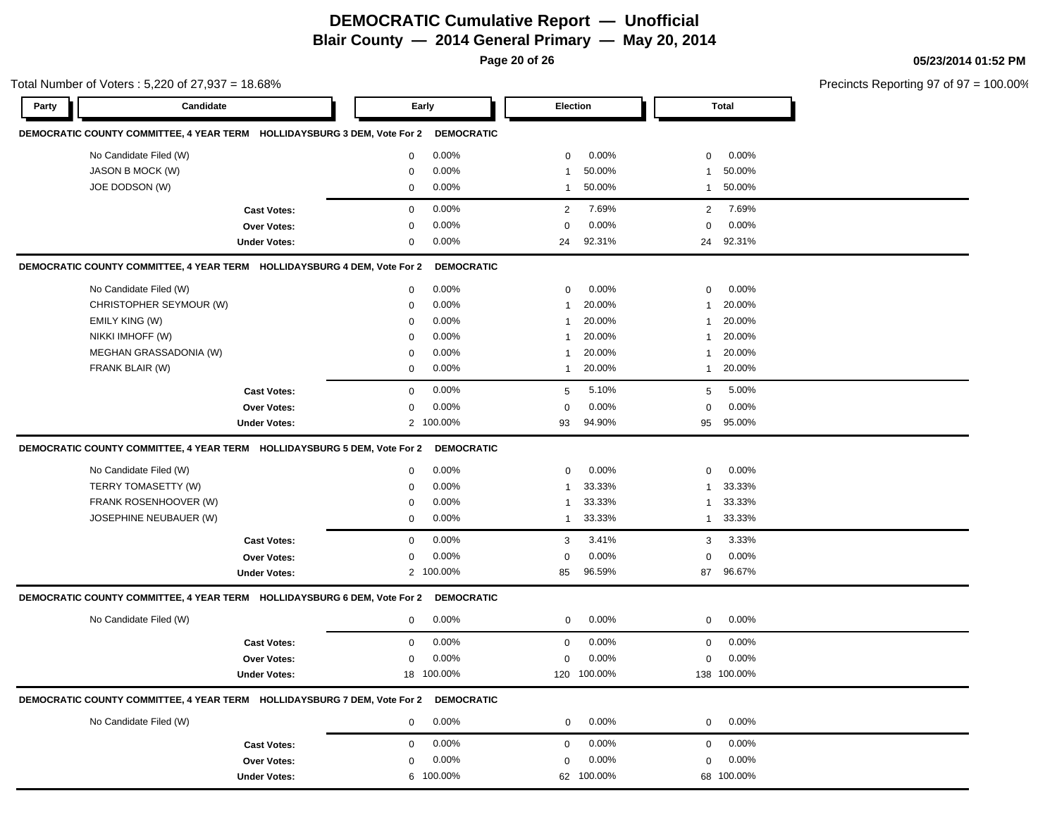# DEMOCRATIC Cumulative Report — Unofficial
## Blair County — 2014 General Primary — May 20, 2014

05/23/2014 01:52 PM

Total Number of Voters : 5,220 of 27,937 = 18.68%

Precincts Reporting 97 of 97 = 100.00%

### DEMOCRATIC COUNTY COMMITTEE, 4 YEAR TERM HOLLIDAYSBURG 3 DEM, Vote For 2 DEMOCRATIC

| Party | Candidate | Early | | Election | | Total | |
|---|---|---|---|---|---|---|---|
| | No Candidate Filed (W) | 0 | 0.00% | 0 | 0.00% | 0 | 0.00% |
| | JASON B MOCK (W) | 0 | 0.00% | 1 | 50.00% | 1 | 50.00% |
| | JOE DODSON (W) | 0 | 0.00% | 1 | 50.00% | 1 | 50.00% |
| | **Cast Votes:** | 0 | 0.00% | 2 | 7.69% | 2 | 7.69% |
| | **Over Votes:** | 0 | 0.00% | 0 | 0.00% | 0 | 0.00% |
| | **Under Votes:** | 0 | 0.00% | 24 | 92.31% | 24 | 92.31% |

### DEMOCRATIC COUNTY COMMITTEE, 4 YEAR TERM HOLLIDAYSBURG 4 DEM, Vote For 2 DEMOCRATIC

| Party | Candidate | Early | | Election | | Total | |
|---|---|---|---|---|---|---|---|
| | No Candidate Filed (W) | 0 | 0.00% | 0 | 0.00% | 0 | 0.00% |
| | CHRISTOPHER SEYMOUR (W) | 0 | 0.00% | 1 | 20.00% | 1 | 20.00% |
| | EMILY KING (W) | 0 | 0.00% | 1 | 20.00% | 1 | 20.00% |
| | NIKKI IMHOFF (W) | 0 | 0.00% | 1 | 20.00% | 1 | 20.00% |
| | MEGHAN GRASSADONIA (W) | 0 | 0.00% | 1 | 20.00% | 1 | 20.00% |
| | FRANK BLAIR (W) | 0 | 0.00% | 1 | 20.00% | 1 | 20.00% |
| | **Cast Votes:** | 0 | 0.00% | 5 | 5.10% | 5 | 5.00% |
| | **Over Votes:** | 0 | 0.00% | 0 | 0.00% | 0 | 0.00% |
| | **Under Votes:** | 2 | 100.00% | 93 | 94.90% | 95 | 95.00% |

### DEMOCRATIC COUNTY COMMITTEE, 4 YEAR TERM HOLLIDAYSBURG 5 DEM, Vote For 2 DEMOCRATIC

| Party | Candidate | Early | | Election | | Total | |
|---|---|---|---|---|---|---|---|
| | No Candidate Filed (W) | 0 | 0.00% | 0 | 0.00% | 0 | 0.00% |
| | TERRY TOMASETTY (W) | 0 | 0.00% | 1 | 33.33% | 1 | 33.33% |
| | FRANK ROSENHOOVER (W) | 0 | 0.00% | 1 | 33.33% | 1 | 33.33% |
| | JOSEPHINE NEUBAUER (W) | 0 | 0.00% | 1 | 33.33% | 1 | 33.33% |
| | **Cast Votes:** | 0 | 0.00% | 3 | 3.41% | 3 | 3.33% |
| | **Over Votes:** | 0 | 0.00% | 0 | 0.00% | 0 | 0.00% |
| | **Under Votes:** | 2 | 100.00% | 85 | 96.59% | 87 | 96.67% |

### DEMOCRATIC COUNTY COMMITTEE, 4 YEAR TERM HOLLIDAYSBURG 6 DEM, Vote For 2 DEMOCRATIC

| Party | Candidate | Early | | Election | | Total | |
|---|---|---|---|---|---|---|---|
| | No Candidate Filed (W) | 0 | 0.00% | 0 | 0.00% | 0 | 0.00% |
| | **Cast Votes:** | 0 | 0.00% | 0 | 0.00% | 0 | 0.00% |
| | **Over Votes:** | 0 | 0.00% | 0 | 0.00% | 0 | 0.00% |
| | **Under Votes:** | 18 | 100.00% | 120 | 100.00% | 138 | 100.00% |

### DEMOCRATIC COUNTY COMMITTEE, 4 YEAR TERM HOLLIDAYSBURG 7 DEM, Vote For 2 DEMOCRATIC

| Party | Candidate | Early | | Election | | Total | |
|---|---|---|---|---|---|---|---|
| | No Candidate Filed (W) | 0 | 0.00% | 0 | 0.00% | 0 | 0.00% |
| | **Cast Votes:** | 0 | 0.00% | 0 | 0.00% | 0 | 0.00% |
| | **Over Votes:** | 0 | 0.00% | 0 | 0.00% | 0 | 0.00% |
| | **Under Votes:** | 6 | 100.00% | 62 | 100.00% | 68 | 100.00% |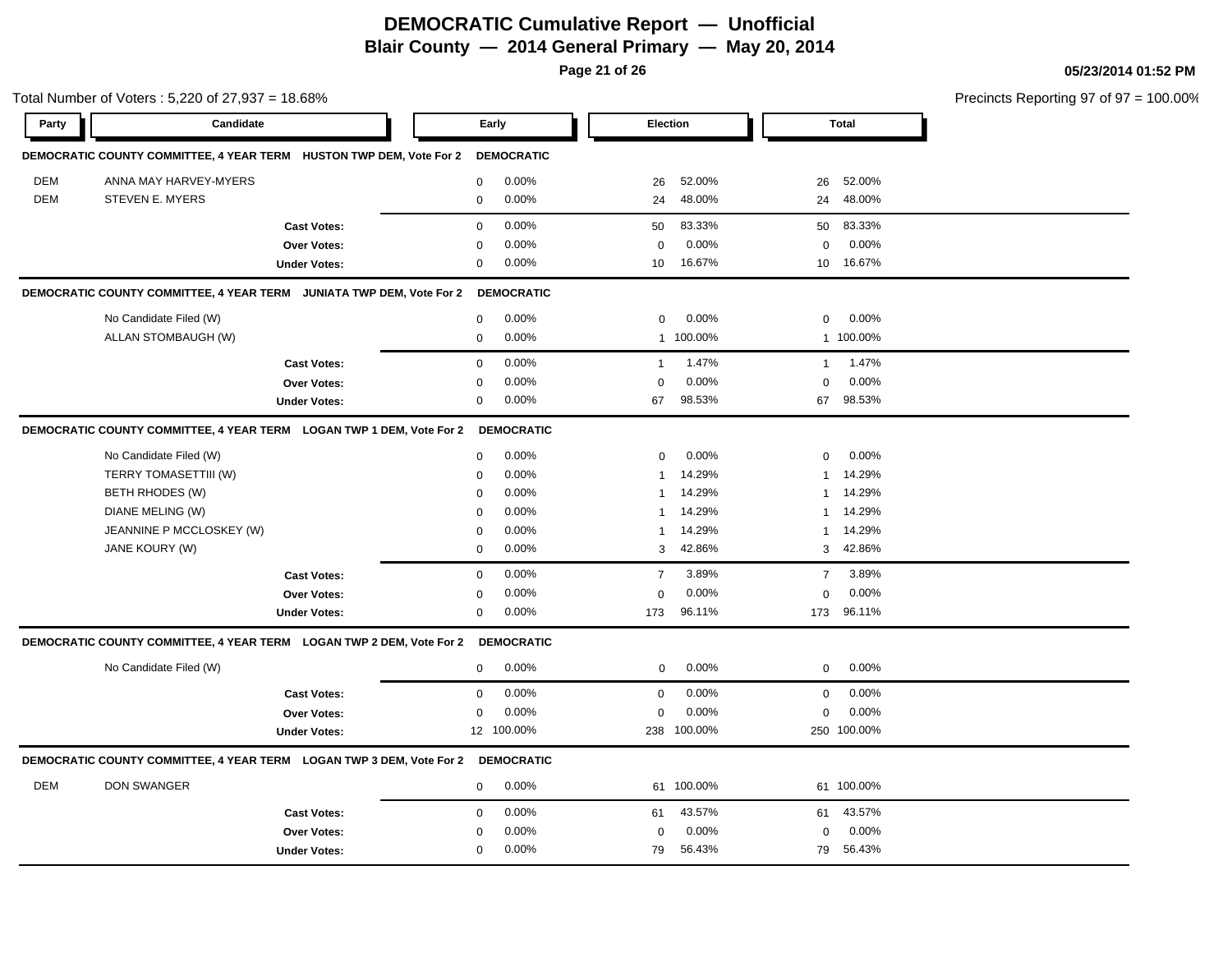# DEMOCRATIC Cumulative Report — Unofficial

## Blair County — 2014 General Primary — May 20, 2014

05/23/2014 01:52 PM

Total Number of Voters : 5,220 of 27,937 = 18.68%

Precincts Reporting 97 of 97 = 100.00%

### DEMOCRATIC COUNTY COMMITTEE, 4 YEAR TERM HUSTON TWP DEM, Vote For 2 — DEMOCRATIC

| Party | Candidate | Early | | Election | | Total | |
|---|---|---|---|---|---|---|---|
| DEM | ANNA MAY HARVEY-MYERS | 0 | 0.00% | 26 | 52.00% | 26 | 52.00% |
| DEM | STEVEN E. MYERS | 0 | 0.00% | 24 | 48.00% | 24 | 48.00% |
| | **Cast Votes:** | 0 | 0.00% | 50 | 83.33% | 50 | 83.33% |
| | **Over Votes:** | 0 | 0.00% | 0 | 0.00% | 0 | 0.00% |
| | **Under Votes:** | 0 | 0.00% | 10 | 16.67% | 10 | 16.67% |

### DEMOCRATIC COUNTY COMMITTEE, 4 YEAR TERM JUNIATA TWP DEM, Vote For 2 — DEMOCRATIC

| Party | Candidate | Early | | Election | | Total | |
|---|---|---|---|---|---|---|---|
| | No Candidate Filed (W) | 0 | 0.00% | 0 | 0.00% | 0 | 0.00% |
| | ALLAN STOMBAUGH (W) | 0 | 0.00% | 1 | 100.00% | 1 | 100.00% |
| | **Cast Votes:** | 0 | 0.00% | 1 | 1.47% | 1 | 1.47% |
| | **Over Votes:** | 0 | 0.00% | 0 | 0.00% | 0 | 0.00% |
| | **Under Votes:** | 0 | 0.00% | 67 | 98.53% | 67 | 98.53% |

### DEMOCRATIC COUNTY COMMITTEE, 4 YEAR TERM LOGAN TWP 1 DEM, Vote For 2 — DEMOCRATIC

| Party | Candidate | Early | | Election | | Total | |
|---|---|---|---|---|---|---|---|
| | No Candidate Filed (W) | 0 | 0.00% | 0 | 0.00% | 0 | 0.00% |
| | TERRY TOMASETTIII (W) | 0 | 0.00% | 1 | 14.29% | 1 | 14.29% |
| | BETH RHODES (W) | 0 | 0.00% | 1 | 14.29% | 1 | 14.29% |
| | DIANE MELING (W) | 0 | 0.00% | 1 | 14.29% | 1 | 14.29% |
| | JEANNINE P MCCLOSKEY (W) | 0 | 0.00% | 1 | 14.29% | 1 | 14.29% |
| | JANE KOURY (W) | 0 | 0.00% | 3 | 42.86% | 3 | 42.86% |
| | **Cast Votes:** | 0 | 0.00% | 7 | 3.89% | 7 | 3.89% |
| | **Over Votes:** | 0 | 0.00% | 0 | 0.00% | 0 | 0.00% |
| | **Under Votes:** | 0 | 0.00% | 173 | 96.11% | 173 | 96.11% |

### DEMOCRATIC COUNTY COMMITTEE, 4 YEAR TERM LOGAN TWP 2 DEM, Vote For 2 — DEMOCRATIC

| Party | Candidate | Early | | Election | | Total | |
|---|---|---|---|---|---|---|---|
| | No Candidate Filed (W) | 0 | 0.00% | 0 | 0.00% | 0 | 0.00% |
| | **Cast Votes:** | 0 | 0.00% | 0 | 0.00% | 0 | 0.00% |
| | **Over Votes:** | 0 | 0.00% | 0 | 0.00% | 0 | 0.00% |
| | **Under Votes:** | 12 | 100.00% | 238 | 100.00% | 250 | 100.00% |

### DEMOCRATIC COUNTY COMMITTEE, 4 YEAR TERM LOGAN TWP 3 DEM, Vote For 2 — DEMOCRATIC

| Party | Candidate | Early | | Election | | Total | |
|---|---|---|---|---|---|---|---|
| DEM | DON SWANGER | 0 | 0.00% | 61 | 100.00% | 61 | 100.00% |
| | **Cast Votes:** | 0 | 0.00% | 61 | 43.57% | 61 | 43.57% |
| | **Over Votes:** | 0 | 0.00% | 0 | 0.00% | 0 | 0.00% |
| | **Under Votes:** | 0 | 0.00% | 79 | 56.43% | 79 | 56.43% |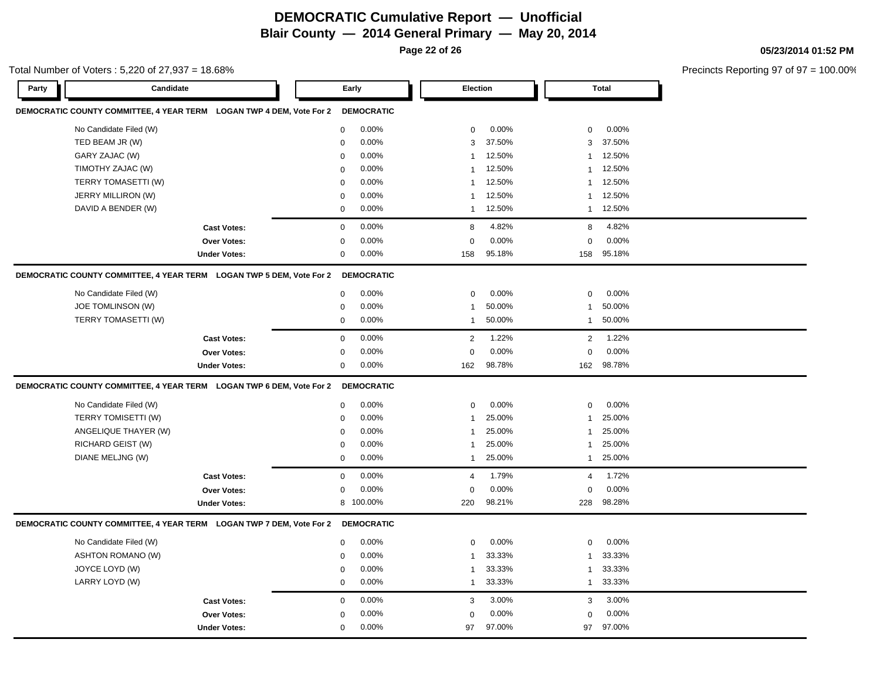# DEMOCRATIC Cumulative Report — Unofficial

## Blair County — 2014 General Primary — May 20, 2014

Total Number of Voters : 5,220 of 27,937 = 18.68%

Precincts Reporting 97 of 97 = 100.00%

### DEMOCRATIC COUNTY COMMITTEE, 4 YEAR TERM LOGAN TWP 4 DEM, Vote For 2 DEMOCRATIC

| Candidate | Early | Early % | Election | Election % | Total | Total % |
|---|---|---|---|---|---|---|
| No Candidate Filed (W) | 0 | 0.00% | 0 | 0.00% | 0 | 0.00% |
| TED BEAM JR (W) | 0 | 0.00% | 3 | 37.50% | 3 | 37.50% |
| GARY ZAJAC (W) | 0 | 0.00% | 1 | 12.50% | 1 | 12.50% |
| TIMOTHY ZAJAC (W) | 0 | 0.00% | 1 | 12.50% | 1 | 12.50% |
| TERRY TOMASETTI (W) | 0 | 0.00% | 1 | 12.50% | 1 | 12.50% |
| JERRY MILLIRON (W) | 0 | 0.00% | 1 | 12.50% | 1 | 12.50% |
| DAVID A BENDER (W) | 0 | 0.00% | 1 | 12.50% | 1 | 12.50% |
| **Cast Votes:** | 0 | 0.00% | 8 | 4.82% | 8 | 4.82% |
| **Over Votes:** | 0 | 0.00% | 0 | 0.00% | 0 | 0.00% |
| **Under Votes:** | 0 | 0.00% | 158 | 95.18% | 158 | 95.18% |

### DEMOCRATIC COUNTY COMMITTEE, 4 YEAR TERM LOGAN TWP 5 DEM, Vote For 2 DEMOCRATIC

| Candidate | Early | Early % | Election | Election % | Total | Total % |
|---|---|---|---|---|---|---|
| No Candidate Filed (W) | 0 | 0.00% | 0 | 0.00% | 0 | 0.00% |
| JOE TOMLINSON (W) | 0 | 0.00% | 1 | 50.00% | 1 | 50.00% |
| TERRY TOMASETTI (W) | 0 | 0.00% | 1 | 50.00% | 1 | 50.00% |
| **Cast Votes:** | 0 | 0.00% | 2 | 1.22% | 2 | 1.22% |
| **Over Votes:** | 0 | 0.00% | 0 | 0.00% | 0 | 0.00% |
| **Under Votes:** | 0 | 0.00% | 162 | 98.78% | 162 | 98.78% |

### DEMOCRATIC COUNTY COMMITTEE, 4 YEAR TERM LOGAN TWP 6 DEM, Vote For 2 DEMOCRATIC

| Candidate | Early | Early % | Election | Election % | Total | Total % |
|---|---|---|---|---|---|---|
| No Candidate Filed (W) | 0 | 0.00% | 0 | 0.00% | 0 | 0.00% |
| TERRY TOMISETTI (W) | 0 | 0.00% | 1 | 25.00% | 1 | 25.00% |
| ANGELIQUE THAYER (W) | 0 | 0.00% | 1 | 25.00% | 1 | 25.00% |
| RICHARD GEIST (W) | 0 | 0.00% | 1 | 25.00% | 1 | 25.00% |
| DIANE MELJNG (W) | 0 | 0.00% | 1 | 25.00% | 1 | 25.00% |
| **Cast Votes:** | 0 | 0.00% | 4 | 1.79% | 4 | 1.72% |
| **Over Votes:** | 0 | 0.00% | 0 | 0.00% | 0 | 0.00% |
| **Under Votes:** | 8 | 100.00% | 220 | 98.21% | 228 | 98.28% |

### DEMOCRATIC COUNTY COMMITTEE, 4 YEAR TERM LOGAN TWP 7 DEM, Vote For 2 DEMOCRATIC

| Candidate | Early | Early % | Election | Election % | Total | Total % |
|---|---|---|---|---|---|---|
| No Candidate Filed (W) | 0 | 0.00% | 0 | 0.00% | 0 | 0.00% |
| ASHTON ROMANO (W) | 0 | 0.00% | 1 | 33.33% | 1 | 33.33% |
| JOYCE LOYD (W) | 0 | 0.00% | 1 | 33.33% | 1 | 33.33% |
| LARRY LOYD (W) | 0 | 0.00% | 1 | 33.33% | 1 | 33.33% |
| **Cast Votes:** | 0 | 0.00% | 3 | 3.00% | 3 | 3.00% |
| **Over Votes:** | 0 | 0.00% | 0 | 0.00% | 0 | 0.00% |
| **Under Votes:** | 0 | 0.00% | 97 | 97.00% | 97 | 97.00% |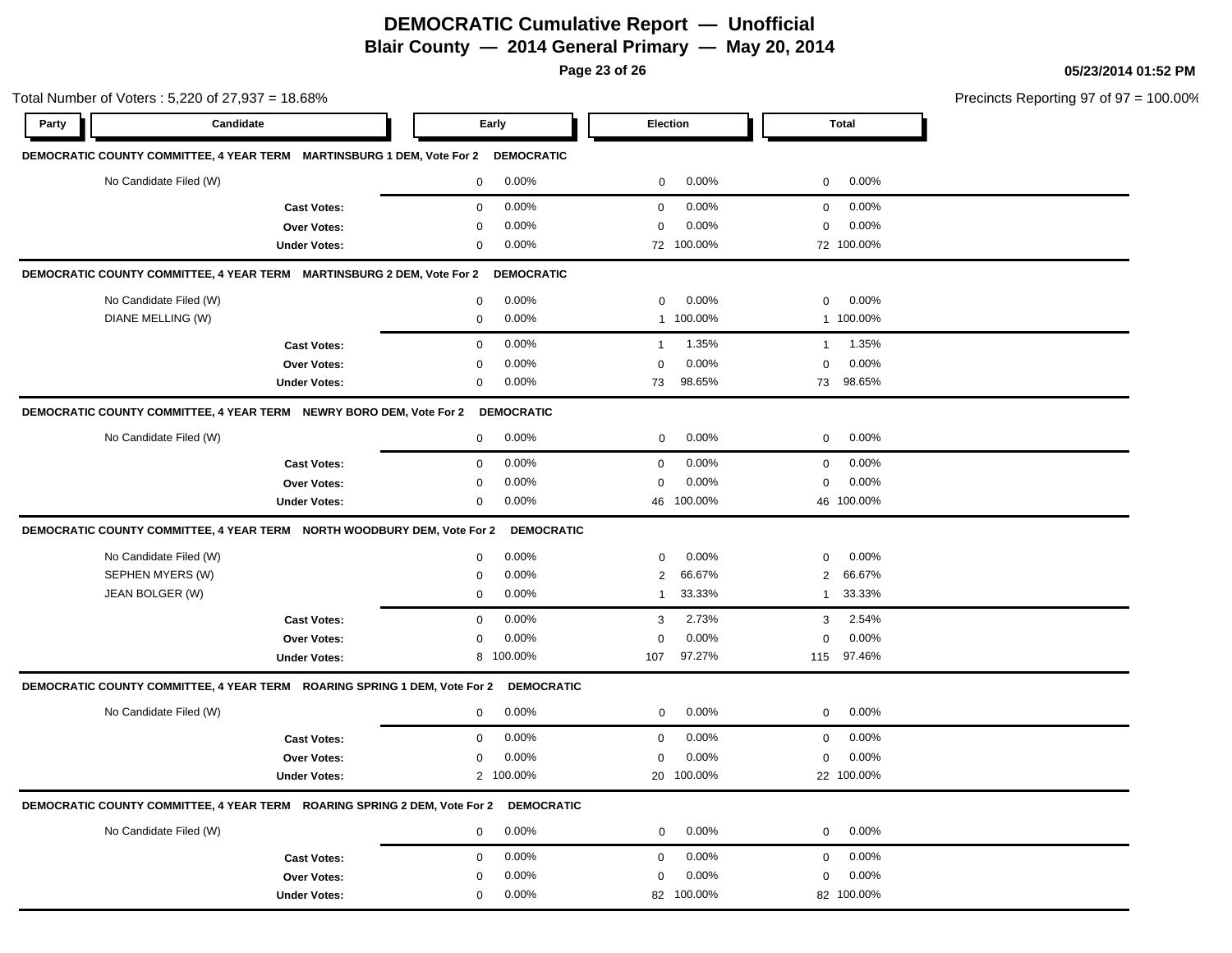# DEMOCRATIC Cumulative Report — Unofficial

## Blair County — 2014 General Primary — May 20, 2014

05/23/2014 01:52 PM

Total Number of Voters : 5,220 of 27,937 = 18.68%

Precincts Reporting 97 of 97 = 100.00%

| Party | Candidate | Early | | Election | | Total | |
|---|---|---|---|---|---|---|---|
| **DEMOCRATIC COUNTY COMMITTEE, 4 YEAR TERM MARTINSBURG 1 DEM, Vote For 2 DEMOCRATIC** | | | | | | | |
| | No Candidate Filed (W) | 0 | 0.00% | 0 | 0.00% | 0 | 0.00% |
| | **Cast Votes:** | 0 | 0.00% | 0 | 0.00% | 0 | 0.00% |
| | **Over Votes:** | 0 | 0.00% | 0 | 0.00% | 0 | 0.00% |
| | **Under Votes:** | 0 | 0.00% | 72 | 100.00% | 72 | 100.00% |
| **DEMOCRATIC COUNTY COMMITTEE, 4 YEAR TERM MARTINSBURG 2 DEM, Vote For 2 DEMOCRATIC** | | | | | | | |
| | No Candidate Filed (W) | 0 | 0.00% | 0 | 0.00% | 0 | 0.00% |
| | DIANE MELLING (W) | 0 | 0.00% | 1 | 100.00% | 1 | 100.00% |
| | **Cast Votes:** | 0 | 0.00% | 1 | 1.35% | 1 | 1.35% |
| | **Over Votes:** | 0 | 0.00% | 0 | 0.00% | 0 | 0.00% |
| | **Under Votes:** | 0 | 0.00% | 73 | 98.65% | 73 | 98.65% |
| **DEMOCRATIC COUNTY COMMITTEE, 4 YEAR TERM NEWRY BORO DEM, Vote For 2 DEMOCRATIC** | | | | | | | |
| | No Candidate Filed (W) | 0 | 0.00% | 0 | 0.00% | 0 | 0.00% |
| | **Cast Votes:** | 0 | 0.00% | 0 | 0.00% | 0 | 0.00% |
| | **Over Votes:** | 0 | 0.00% | 0 | 0.00% | 0 | 0.00% |
| | **Under Votes:** | 0 | 0.00% | 46 | 100.00% | 46 | 100.00% |
| **DEMOCRATIC COUNTY COMMITTEE, 4 YEAR TERM NORTH WOODBURY DEM, Vote For 2 DEMOCRATIC** | | | | | | | |
| | No Candidate Filed (W) | 0 | 0.00% | 0 | 0.00% | 0 | 0.00% |
| | SEPHEN MYERS (W) | 0 | 0.00% | 2 | 66.67% | 2 | 66.67% |
| | JEAN BOLGER (W) | 0 | 0.00% | 1 | 33.33% | 1 | 33.33% |
| | **Cast Votes:** | 0 | 0.00% | 3 | 2.73% | 3 | 2.54% |
| | **Over Votes:** | 0 | 0.00% | 0 | 0.00% | 0 | 0.00% |
| | **Under Votes:** | 8 | 100.00% | 107 | 97.27% | 115 | 97.46% |
| **DEMOCRATIC COUNTY COMMITTEE, 4 YEAR TERM ROARING SPRING 1 DEM, Vote For 2 DEMOCRATIC** | | | | | | | |
| | No Candidate Filed (W) | 0 | 0.00% | 0 | 0.00% | 0 | 0.00% |
| | **Cast Votes:** | 0 | 0.00% | 0 | 0.00% | 0 | 0.00% |
| | **Over Votes:** | 0 | 0.00% | 0 | 0.00% | 0 | 0.00% |
| | **Under Votes:** | 2 | 100.00% | 20 | 100.00% | 22 | 100.00% |
| **DEMOCRATIC COUNTY COMMITTEE, 4 YEAR TERM ROARING SPRING 2 DEM, Vote For 2 DEMOCRATIC** | | | | | | | |
| | No Candidate Filed (W) | 0 | 0.00% | 0 | 0.00% | 0 | 0.00% |
| | **Cast Votes:** | 0 | 0.00% | 0 | 0.00% | 0 | 0.00% |
| | **Over Votes:** | 0 | 0.00% | 0 | 0.00% | 0 | 0.00% |
| | **Under Votes:** | 0 | 0.00% | 82 | 100.00% | 82 | 100.00% |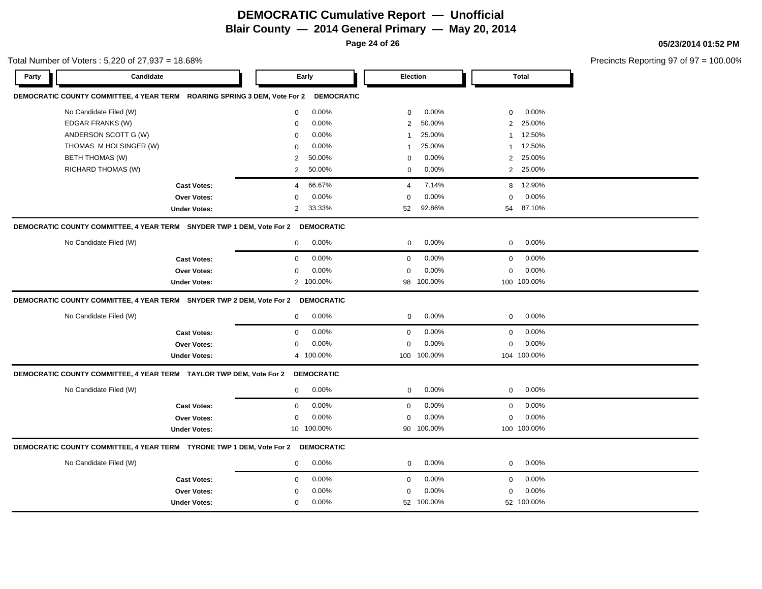# DEMOCRATIC Cumulative Report — Unofficial

## Blair County — 2014 General Primary — May 20, 2014

05/23/2014 01:52 PM

Total Number of Voters : 5,220 of 27,937 = 18.68%

Precincts Reporting 97 of 97 = 100.00%

### DEMOCRATIC COUNTY COMMITTEE, 4 YEAR TERM ROARING SPRING 3 DEM, Vote For 2 DEMOCRATIC

| Party | Candidate | Early | | Election | | Total | |
|---|---|---|---|---|---|---|---|
| | No Candidate Filed (W) | 0 | 0.00% | 0 | 0.00% | 0 | 0.00% |
| | EDGAR FRANKS (W) | 0 | 0.00% | 2 | 50.00% | 2 | 25.00% |
| | ANDERSON SCOTT G (W) | 0 | 0.00% | 1 | 25.00% | 1 | 12.50% |
| | THOMAS M HOLSINGER (W) | 0 | 0.00% | 1 | 25.00% | 1 | 12.50% |
| | BETH THOMAS (W) | 2 | 50.00% | 0 | 0.00% | 2 | 25.00% |
| | RICHARD THOMAS (W) | 2 | 50.00% | 0 | 0.00% | 2 | 25.00% |
| | **Cast Votes:** | 4 | 66.67% | 4 | 7.14% | 8 | 12.90% |
| | **Over Votes:** | 0 | 0.00% | 0 | 0.00% | 0 | 0.00% |
| | **Under Votes:** | 2 | 33.33% | 52 | 92.86% | 54 | 87.10% |

### DEMOCRATIC COUNTY COMMITTEE, 4 YEAR TERM SNYDER TWP 1 DEM, Vote For 2 DEMOCRATIC

| Party | Candidate | Early | | Election | | Total | |
|---|---|---|---|---|---|---|---|
| | No Candidate Filed (W) | 0 | 0.00% | 0 | 0.00% | 0 | 0.00% |
| | **Cast Votes:** | 0 | 0.00% | 0 | 0.00% | 0 | 0.00% |
| | **Over Votes:** | 0 | 0.00% | 0 | 0.00% | 0 | 0.00% |
| | **Under Votes:** | 2 | 100.00% | 98 | 100.00% | 100 | 100.00% |

### DEMOCRATIC COUNTY COMMITTEE, 4 YEAR TERM SNYDER TWP 2 DEM, Vote For 2 DEMOCRATIC

| Party | Candidate | Early | | Election | | Total | |
|---|---|---|---|---|---|---|---|
| | No Candidate Filed (W) | 0 | 0.00% | 0 | 0.00% | 0 | 0.00% |
| | **Cast Votes:** | 0 | 0.00% | 0 | 0.00% | 0 | 0.00% |
| | **Over Votes:** | 0 | 0.00% | 0 | 0.00% | 0 | 0.00% |
| | **Under Votes:** | 4 | 100.00% | 100 | 100.00% | 104 | 100.00% |

### DEMOCRATIC COUNTY COMMITTEE, 4 YEAR TERM TAYLOR TWP DEM, Vote For 2 DEMOCRATIC

| Party | Candidate | Early | | Election | | Total | |
|---|---|---|---|---|---|---|---|
| | No Candidate Filed (W) | 0 | 0.00% | 0 | 0.00% | 0 | 0.00% |
| | **Cast Votes:** | 0 | 0.00% | 0 | 0.00% | 0 | 0.00% |
| | **Over Votes:** | 0 | 0.00% | 0 | 0.00% | 0 | 0.00% |
| | **Under Votes:** | 10 | 100.00% | 90 | 100.00% | 100 | 100.00% |

### DEMOCRATIC COUNTY COMMITTEE, 4 YEAR TERM TYRONE TWP 1 DEM, Vote For 2 DEMOCRATIC

| Party | Candidate | Early | | Election | | Total | |
|---|---|---|---|---|---|---|---|
| | No Candidate Filed (W) | 0 | 0.00% | 0 | 0.00% | 0 | 0.00% |
| | **Cast Votes:** | 0 | 0.00% | 0 | 0.00% | 0 | 0.00% |
| | **Over Votes:** | 0 | 0.00% | 0 | 0.00% | 0 | 0.00% |
| | **Under Votes:** | 0 | 0.00% | 52 | 100.00% | 52 | 100.00% |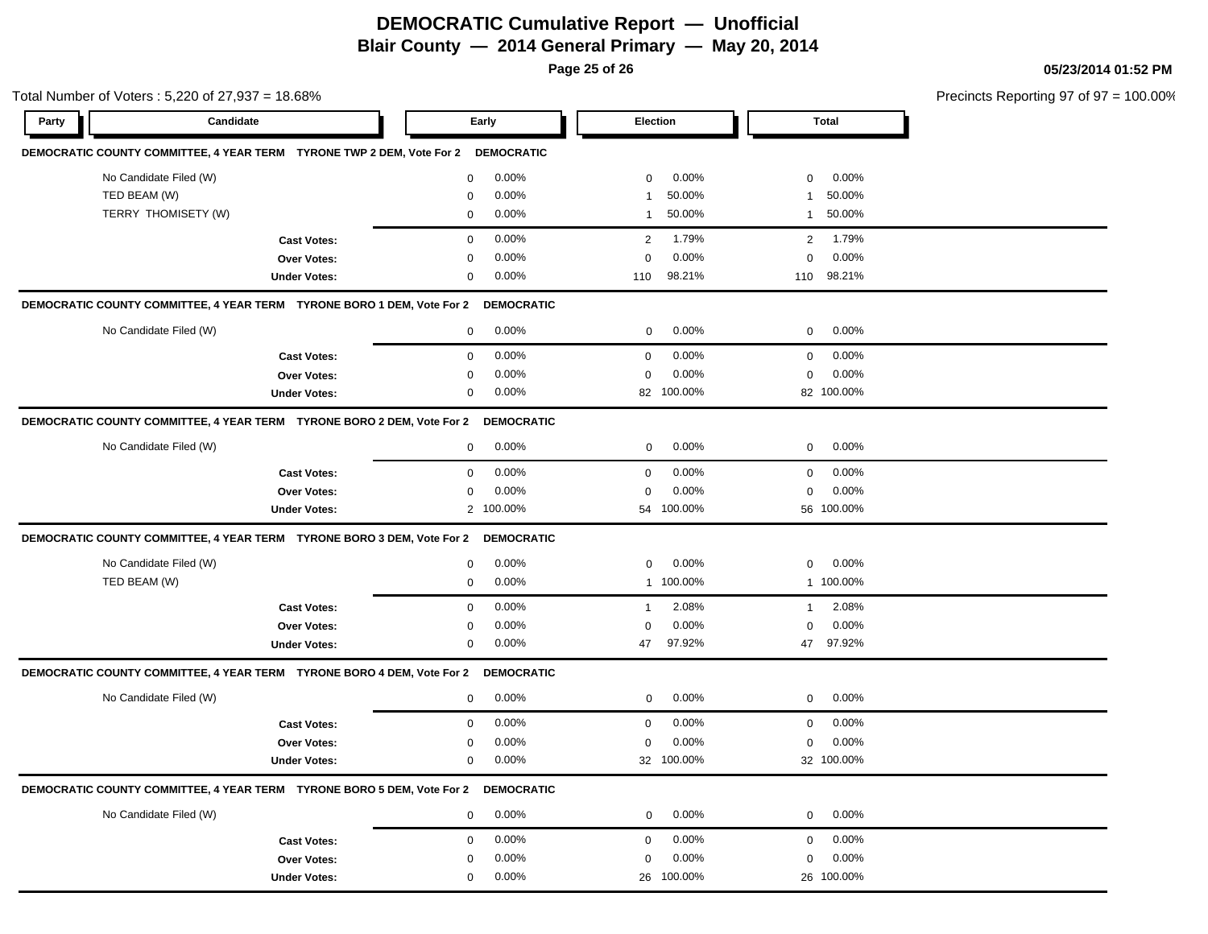# DEMOCRATIC Cumulative Report — Unofficial
## Blair County — 2014 General Primary — May 20, 2014

05/23/2014 01:52 PM

Total Number of Voters : 5,220 of 27,937 = 18.68%

Precincts Reporting 97 of 97 = 100.00%

| Party | Candidate | Early | | Election | | Total | |
|---|---|---|---|---|---|---|---|
| **DEMOCRATIC COUNTY COMMITTEE, 4 YEAR TERM TYRONE TWP 2 DEM, Vote For 2** | **DEMOCRATIC** | | | | | | |
| | No Candidate Filed (W) | 0 | 0.00% | 0 | 0.00% | 0 | 0.00% |
| | TED BEAM (W) | 0 | 0.00% | 1 | 50.00% | 1 | 50.00% |
| | TERRY THOMISETY (W) | 0 | 0.00% | 1 | 50.00% | 1 | 50.00% |
| | **Cast Votes:** | 0 | 0.00% | 2 | 1.79% | 2 | 1.79% |
| | **Over Votes:** | 0 | 0.00% | 0 | 0.00% | 0 | 0.00% |
| | **Under Votes:** | 0 | 0.00% | 110 | 98.21% | 110 | 98.21% |
| **DEMOCRATIC COUNTY COMMITTEE, 4 YEAR TERM TYRONE BORO 1 DEM, Vote For 2** | **DEMOCRATIC** | | | | | | |
| | No Candidate Filed (W) | 0 | 0.00% | 0 | 0.00% | 0 | 0.00% |
| | **Cast Votes:** | 0 | 0.00% | 0 | 0.00% | 0 | 0.00% |
| | **Over Votes:** | 0 | 0.00% | 0 | 0.00% | 0 | 0.00% |
| | **Under Votes:** | 0 | 0.00% | 82 | 100.00% | 82 | 100.00% |
| **DEMOCRATIC COUNTY COMMITTEE, 4 YEAR TERM TYRONE BORO 2 DEM, Vote For 2** | **DEMOCRATIC** | | | | | | |
| | No Candidate Filed (W) | 0 | 0.00% | 0 | 0.00% | 0 | 0.00% |
| | **Cast Votes:** | 0 | 0.00% | 0 | 0.00% | 0 | 0.00% |
| | **Over Votes:** | 0 | 0.00% | 0 | 0.00% | 0 | 0.00% |
| | **Under Votes:** | 2 | 100.00% | 54 | 100.00% | 56 | 100.00% |
| **DEMOCRATIC COUNTY COMMITTEE, 4 YEAR TERM TYRONE BORO 3 DEM, Vote For 2** | **DEMOCRATIC** | | | | | | |
| | No Candidate Filed (W) | 0 | 0.00% | 0 | 0.00% | 0 | 0.00% |
| | TED BEAM (W) | 0 | 0.00% | 1 | 100.00% | 1 | 100.00% |
| | **Cast Votes:** | 0 | 0.00% | 1 | 2.08% | 1 | 2.08% |
| | **Over Votes:** | 0 | 0.00% | 0 | 0.00% | 0 | 0.00% |
| | **Under Votes:** | 0 | 0.00% | 47 | 97.92% | 47 | 97.92% |
| **DEMOCRATIC COUNTY COMMITTEE, 4 YEAR TERM TYRONE BORO 4 DEM, Vote For 2** | **DEMOCRATIC** | | | | | | |
| | No Candidate Filed (W) | 0 | 0.00% | 0 | 0.00% | 0 | 0.00% |
| | **Cast Votes:** | 0 | 0.00% | 0 | 0.00% | 0 | 0.00% |
| | **Over Votes:** | 0 | 0.00% | 0 | 0.00% | 0 | 0.00% |
| | **Under Votes:** | 0 | 0.00% | 32 | 100.00% | 32 | 100.00% |
| **DEMOCRATIC COUNTY COMMITTEE, 4 YEAR TERM TYRONE BORO 5 DEM, Vote For 2** | **DEMOCRATIC** | | | | | | |
| | No Candidate Filed (W) | 0 | 0.00% | 0 | 0.00% | 0 | 0.00% |
| | **Cast Votes:** | 0 | 0.00% | 0 | 0.00% | 0 | 0.00% |
| | **Over Votes:** | 0 | 0.00% | 0 | 0.00% | 0 | 0.00% |
| | **Under Votes:** | 0 | 0.00% | 26 | 100.00% | 26 | 100.00% |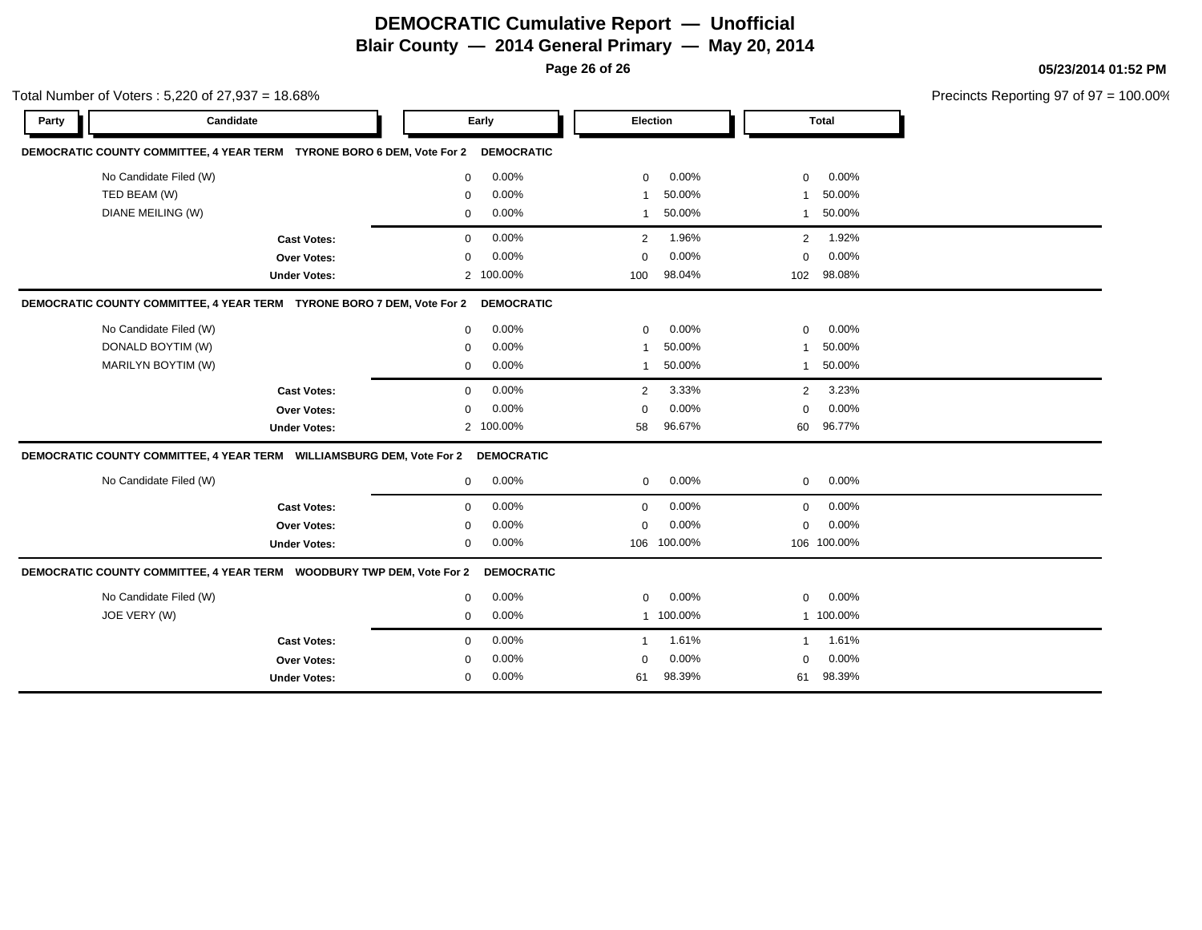# DEMOCRATIC Cumulative Report — Unofficial

## Blair County — 2014 General Primary — May 20, 2014

05/23/2014 01:52 PM

Total Number of Voters : 5,220 of 27,937 = 18.68%

Precincts Reporting 97 of 97 = 100.00%

| Party | Candidate | Early | | Election | | Total | |
|---|---|---|---|---|---|---|---|
| **DEMOCRATIC COUNTY COMMITTEE, 4 YEAR TERM TYRONE BORO 6 DEM, Vote For 2** | | **DEMOCRATIC** | | | | | |
| | No Candidate Filed (W) | 0 | 0.00% | 0 | 0.00% | 0 | 0.00% |
| | TED BEAM (W) | 0 | 0.00% | 1 | 50.00% | 1 | 50.00% |
| | DIANE MEILING (W) | 0 | 0.00% | 1 | 50.00% | 1 | 50.00% |
| | **Cast Votes:** | 0 | 0.00% | 2 | 1.96% | 2 | 1.92% |
| | **Over Votes:** | 0 | 0.00% | 0 | 0.00% | 0 | 0.00% |
| | **Under Votes:** | 2 | 100.00% | 100 | 98.04% | 102 | 98.08% |
| **DEMOCRATIC COUNTY COMMITTEE, 4 YEAR TERM TYRONE BORO 7 DEM, Vote For 2** | | **DEMOCRATIC** | | | | | |
| | No Candidate Filed (W) | 0 | 0.00% | 0 | 0.00% | 0 | 0.00% |
| | DONALD BOYTIM (W) | 0 | 0.00% | 1 | 50.00% | 1 | 50.00% |
| | MARILYN BOYTIM (W) | 0 | 0.00% | 1 | 50.00% | 1 | 50.00% |
| | **Cast Votes:** | 0 | 0.00% | 2 | 3.33% | 2 | 3.23% |
| | **Over Votes:** | 0 | 0.00% | 0 | 0.00% | 0 | 0.00% |
| | **Under Votes:** | 2 | 100.00% | 58 | 96.67% | 60 | 96.77% |
| **DEMOCRATIC COUNTY COMMITTEE, 4 YEAR TERM WILLIAMSBURG DEM, Vote For 2** | | **DEMOCRATIC** | | | | | |
| | No Candidate Filed (W) | 0 | 0.00% | 0 | 0.00% | 0 | 0.00% |
| | **Cast Votes:** | 0 | 0.00% | 0 | 0.00% | 0 | 0.00% |
| | **Over Votes:** | 0 | 0.00% | 0 | 0.00% | 0 | 0.00% |
| | **Under Votes:** | 0 | 0.00% | 106 | 100.00% | 106 | 100.00% |
| **DEMOCRATIC COUNTY COMMITTEE, 4 YEAR TERM WOODBURY TWP DEM, Vote For 2** | | **DEMOCRATIC** | | | | | |
| | No Candidate Filed (W) | 0 | 0.00% | 0 | 0.00% | 0 | 0.00% |
| | JOE VERY (W) | 0 | 0.00% | 1 | 100.00% | 1 | 100.00% |
| | **Cast Votes:** | 0 | 0.00% | 1 | 1.61% | 1 | 1.61% |
| | **Over Votes:** | 0 | 0.00% | 0 | 0.00% | 0 | 0.00% |
| | **Under Votes:** | 0 | 0.00% | 61 | 98.39% | 61 | 98.39% |